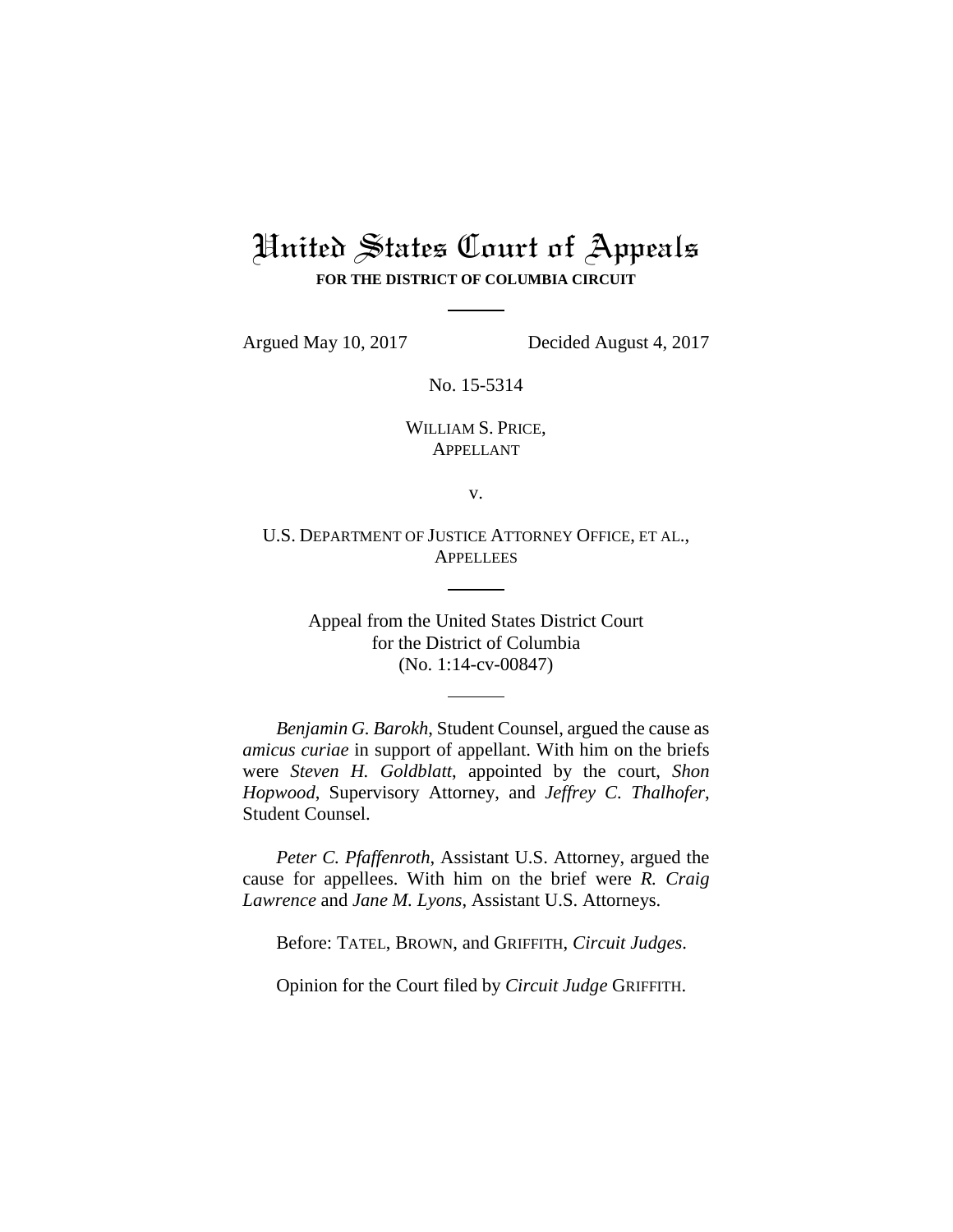# United States Court of Appeals

**FOR THE DISTRICT OF COLUMBIA CIRCUIT**

---

Argued May 10, 2017 Decided August 4, 2017

No. 15-5314

WILLIAM S. PRICE,
APPELLANT

v.

U.S. DEPARTMENT OF JUSTICE ATTORNEY OFFICE, ET AL.,
APPELLEES

---

Appeal from the United States District Court
for the District of Columbia
(No. 1:14-cv-00847)

---

*Benjamin G. Barokh*, Student Counsel, argued the cause as *amicus curiae* in support of appellant. With him on the briefs were *Steven H. Goldblatt*, appointed by the court, *Shon Hopwood*, Supervisory Attorney, and *Jeffrey C. Thalhofer*, Student Counsel.

*Peter C. Pfaffenroth*, Assistant U.S. Attorney, argued the cause for appellees. With him on the brief were *R. Craig Lawrence* and *Jane M. Lyons*, Assistant U.S. Attorneys.

Before: TATEL, BROWN, and GRIFFITH, *Circuit Judges*.

Opinion for the Court filed by *Circuit Judge* GRIFFITH.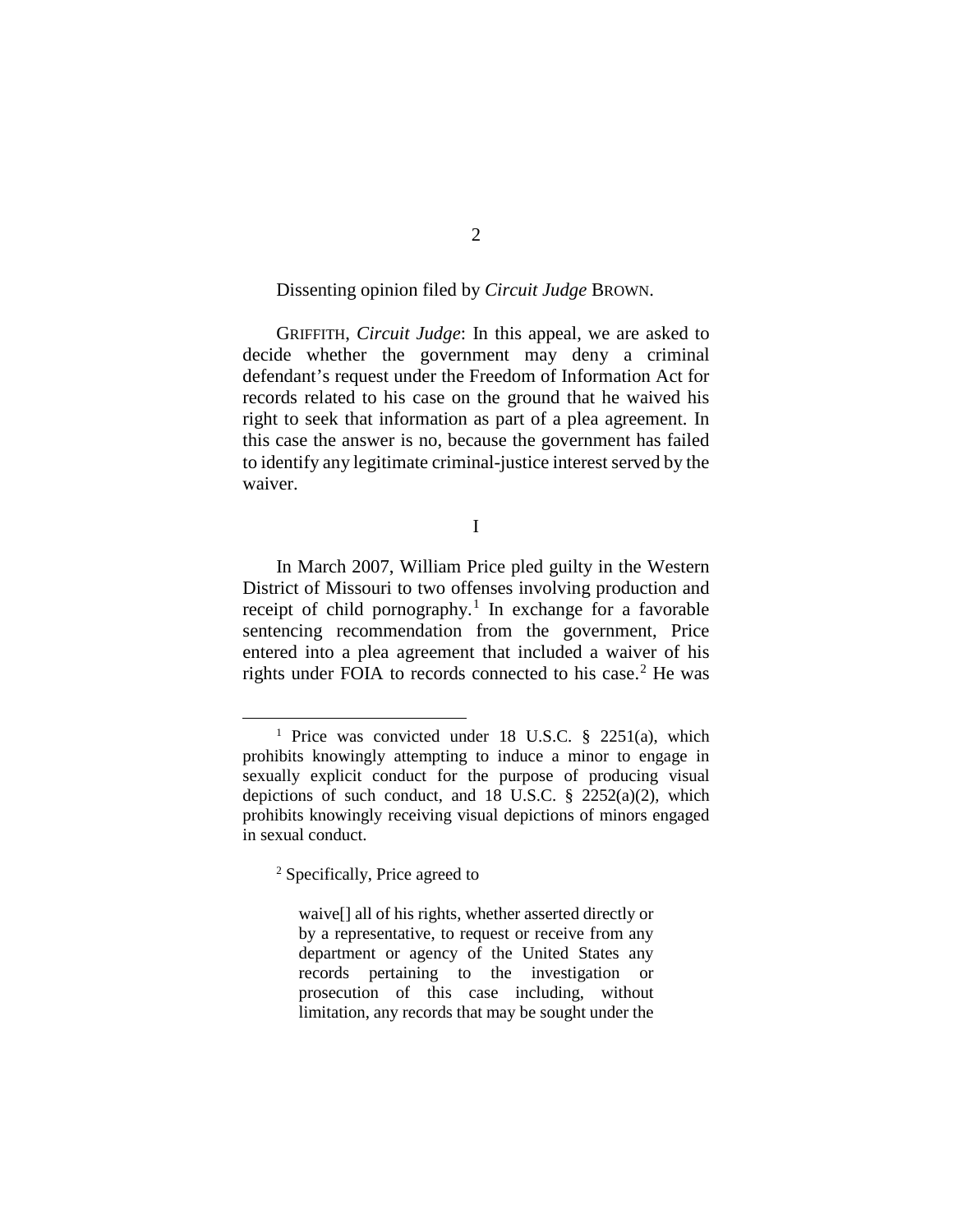Dissenting opinion filed by *Circuit Judge* BROWN.

GRIFFITH, *Circuit Judge*: In this appeal, we are asked to decide whether the government may deny a criminal defendant's request under the Freedom of Information Act for records related to his case on the ground that he waived his right to seek that information as part of a plea agreement. In this case the answer is no, because the government has failed to identify any legitimate criminal-justice interest served by the waiver.

I

In March 2007, William Price pled guilty in the Western District of Missouri to two offenses involving production and receipt of child pornography.[1] In exchange for a favorable sentencing recommendation from the government, Price entered into a plea agreement that included a waiver of his rights under FOIA to records connected to his case.[2] He was

[1] Price was convicted under 18 U.S.C. § 2251(a), which prohibits knowingly attempting to induce a minor to engage in sexually explicit conduct for the purpose of producing visual depictions of such conduct, and 18 U.S.C. § 2252(a)(2), which prohibits knowingly receiving visual depictions of minors engaged in sexual conduct.

[2] Specifically, Price agreed to

> waive[] all of his rights, whether asserted directly or by a representative, to request or receive from any department or agency of the United States any records pertaining to the investigation or prosecution of this case including, without limitation, any records that may be sought under the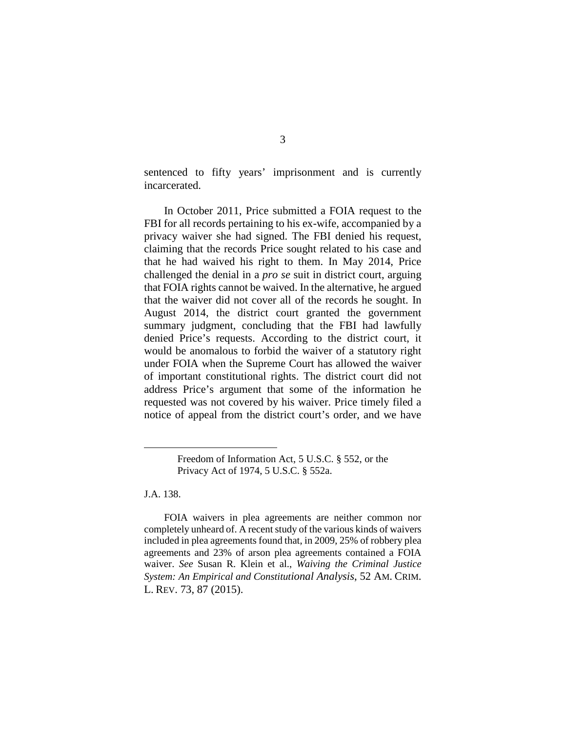sentenced to fifty years' imprisonment and is currently incarcerated.

In October 2011, Price submitted a FOIA request to the FBI for all records pertaining to his ex-wife, accompanied by a privacy waiver she had signed. The FBI denied his request, claiming that the records Price sought related to his case and that he had waived his right to them. In May 2014, Price challenged the denial in a *pro se* suit in district court, arguing that FOIA rights cannot be waived. In the alternative, he argued that the waiver did not cover all of the records he sought. In August 2014, the district court granted the government summary judgment, concluding that the FBI had lawfully denied Price's requests. According to the district court, it would be anomalous to forbid the waiver of a statutory right under FOIA when the Supreme Court has allowed the waiver of important constitutional rights. The district court did not address Price's argument that some of the information he requested was not covered by his waiver. Price timely filed a notice of appeal from the district court's order, and we have

---

> Freedom of Information Act, 5 U.S.C. § 552, or the Privacy Act of 1974, 5 U.S.C. § 552a.

J.A. 138.

FOIA waivers in plea agreements are neither common nor completely unheard of. A recent study of the various kinds of waivers included in plea agreements found that, in 2009, 25% of robbery plea agreements and 23% of arson plea agreements contained a FOIA waiver. *See* Susan R. Klein et al., *Waiving the Criminal Justice System: An Empirical and Constitutional Analysis*, 52 AM. CRIM. L. REV. 73, 87 (2015).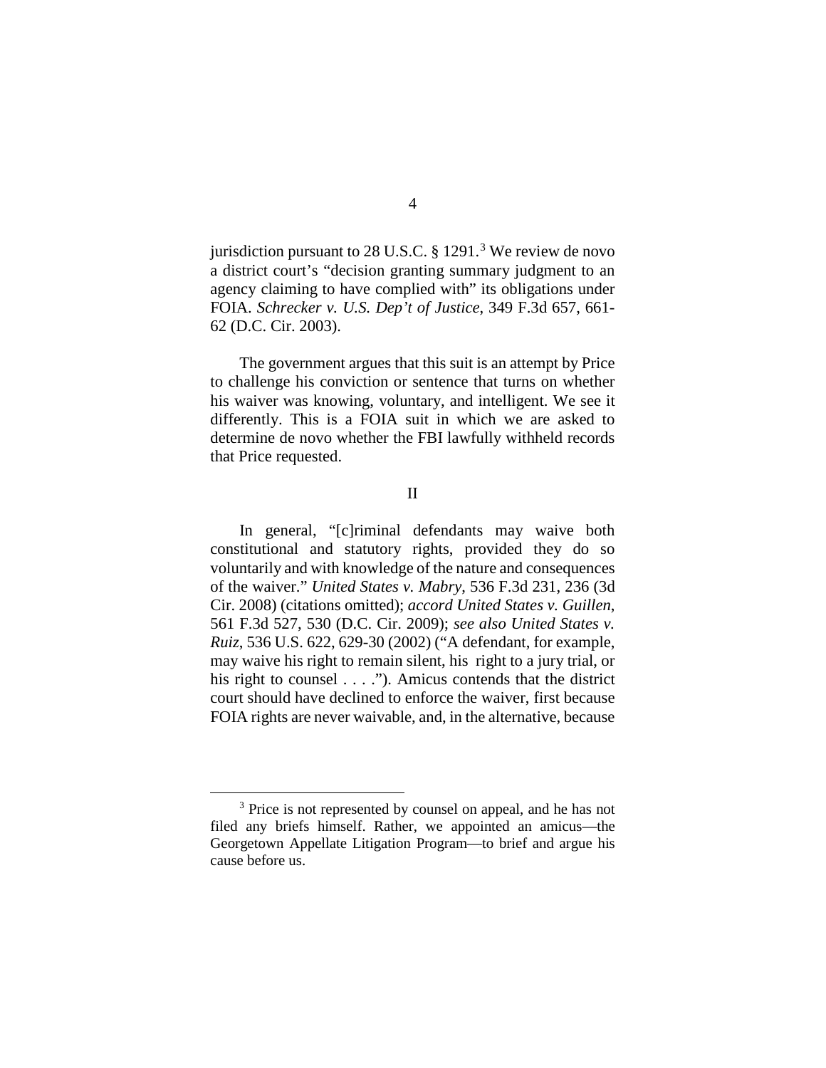jurisdiction pursuant to 28 U.S.C. § 1291.[3] We review de novo a district court's "decision granting summary judgment to an agency claiming to have complied with" its obligations under FOIA. *Schrecker v. U.S. Dep't of Justice*, 349 F.3d 657, 661-62 (D.C. Cir. 2003).

The government argues that this suit is an attempt by Price to challenge his conviction or sentence that turns on whether his waiver was knowing, voluntary, and intelligent. We see it differently. This is a FOIA suit in which we are asked to determine de novo whether the FBI lawfully withheld records that Price requested.

## II

In general, "[c]riminal defendants may waive both constitutional and statutory rights, provided they do so voluntarily and with knowledge of the nature and consequences of the waiver." *United States v. Mabry*, 536 F.3d 231, 236 (3d Cir. 2008) (citations omitted); *accord United States v. Guillen*, 561 F.3d 527, 530 (D.C. Cir. 2009); *see also United States v. Ruiz*, 536 U.S. 622, 629-30 (2002) ("A defendant, for example, may waive his right to remain silent, his right to a jury trial, or his right to counsel . . . ."). Amicus contends that the district court should have declined to enforce the waiver, first because FOIA rights are never waivable, and, in the alternative, because

[3] Price is not represented by counsel on appeal, and he has not filed any briefs himself. Rather, we appointed an amicus—the Georgetown Appellate Litigation Program—to brief and argue his cause before us.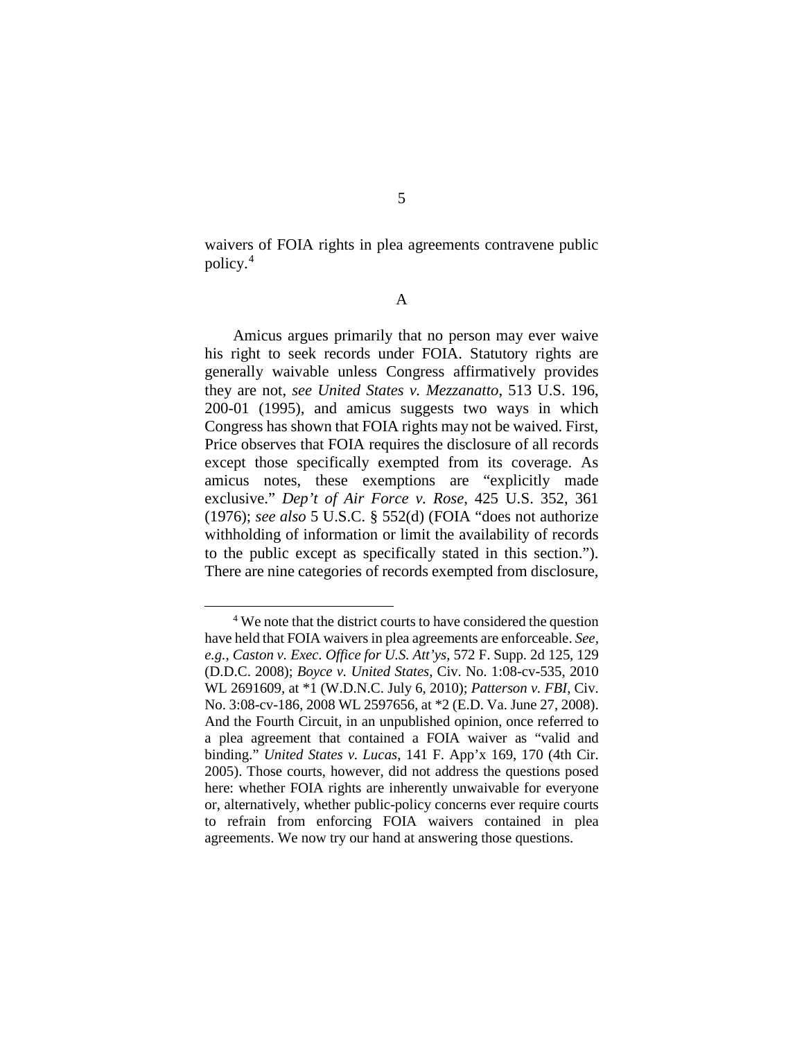waivers of FOIA rights in plea agreements contravene public policy.[4]

A

Amicus argues primarily that no person may ever waive his right to seek records under FOIA. Statutory rights are generally waivable unless Congress affirmatively provides they are not, *see United States v. Mezzanatto*, 513 U.S. 196, 200-01 (1995), and amicus suggests two ways in which Congress has shown that FOIA rights may not be waived. First, Price observes that FOIA requires the disclosure of all records except those specifically exempted from its coverage. As amicus notes, these exemptions are "explicitly made exclusive." *Dep't of Air Force v. Rose*, 425 U.S. 352, 361 (1976); *see also* 5 U.S.C. § 552(d) (FOIA "does not authorize withholding of information or limit the availability of records to the public except as specifically stated in this section."). There are nine categories of records exempted from disclosure,

[4] We note that the district courts to have considered the question have held that FOIA waivers in plea agreements are enforceable. *See, e.g.*, *Caston v. Exec. Office for U.S. Att'ys*, 572 F. Supp. 2d 125, 129 (D.D.C. 2008); *Boyce v. United States*, Civ. No. 1:08-cv-535, 2010 WL 2691609, at *1 (W.D.N.C. July 6, 2010); *Patterson v. FBI*, Civ. No. 3:08-cv-186, 2008 WL 2597656, at *2 (E.D. Va. June 27, 2008). And the Fourth Circuit, in an unpublished opinion, once referred to a plea agreement that contained a FOIA waiver as "valid and binding." *United States v. Lucas*, 141 F. App'x 169, 170 (4th Cir. 2005). Those courts, however, did not address the questions posed here: whether FOIA rights are inherently unwaivable for everyone or, alternatively, whether public-policy concerns ever require courts to refrain from enforcing FOIA waivers contained in plea agreements. We now try our hand at answering those questions.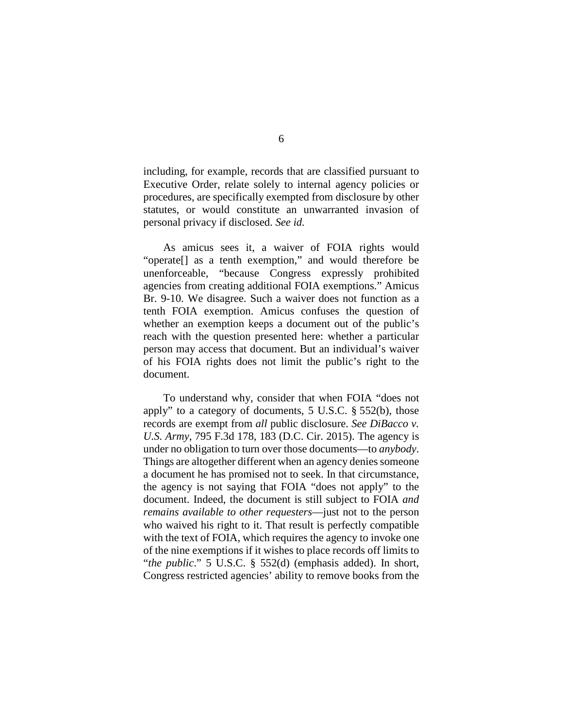including, for example, records that are classified pursuant to Executive Order, relate solely to internal agency policies or procedures, are specifically exempted from disclosure by other statutes, or would constitute an unwarranted invasion of personal privacy if disclosed. *See id.*

As amicus sees it, a waiver of FOIA rights would "operate[] as a tenth exemption," and would therefore be unenforceable, "because Congress expressly prohibited agencies from creating additional FOIA exemptions." Amicus Br. 9-10. We disagree. Such a waiver does not function as a tenth FOIA exemption. Amicus confuses the question of whether an exemption keeps a document out of the public's reach with the question presented here: whether a particular person may access that document. But an individual's waiver of his FOIA rights does not limit the public's right to the document.

To understand why, consider that when FOIA "does not apply" to a category of documents, 5 U.S.C. § 552(b), those records are exempt from *all* public disclosure. *See DiBacco v. U.S. Army*, 795 F.3d 178, 183 (D.C. Cir. 2015). The agency is under no obligation to turn over those documents—to *anybody*. Things are altogether different when an agency denies someone a document he has promised not to seek. In that circumstance, the agency is not saying that FOIA "does not apply" to the document. Indeed, the document is still subject to FOIA *and remains available to other requesters*—just not to the person who waived his right to it. That result is perfectly compatible with the text of FOIA, which requires the agency to invoke one of the nine exemptions if it wishes to place records off limits to "*the public*." 5 U.S.C. § 552(d) (emphasis added). In short, Congress restricted agencies' ability to remove books from the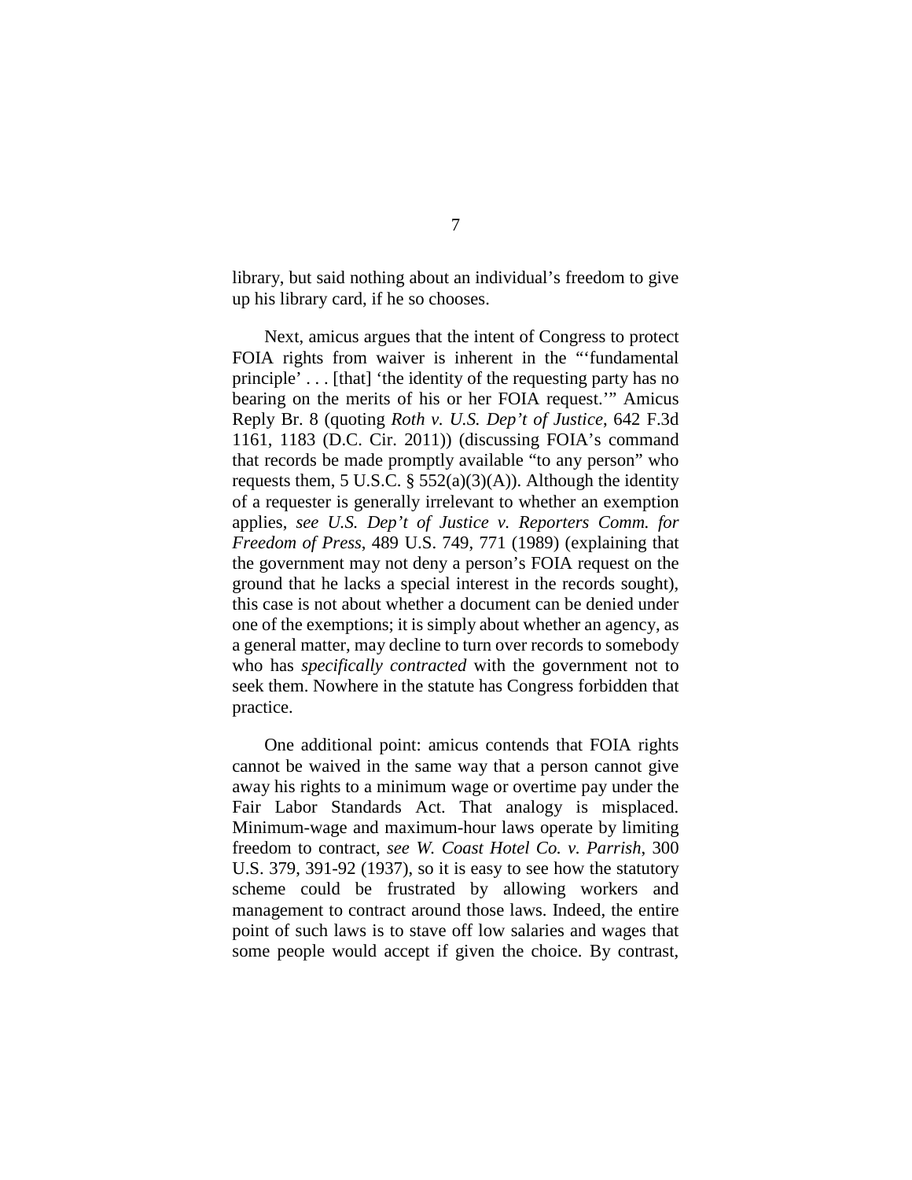library, but said nothing about an individual's freedom to give up his library card, if he so chooses.

Next, amicus argues that the intent of Congress to protect FOIA rights from waiver is inherent in the "'fundamental principle' . . . [that] 'the identity of the requesting party has no bearing on the merits of his or her FOIA request.'" Amicus Reply Br. 8 (quoting *Roth v. U.S. Dep't of Justice*, 642 F.3d 1161, 1183 (D.C. Cir. 2011)) (discussing FOIA's command that records be made promptly available "to any person" who requests them, 5 U.S.C. § 552(a)(3)(A)). Although the identity of a requester is generally irrelevant to whether an exemption applies, *see U.S. Dep't of Justice v. Reporters Comm. for Freedom of Press*, 489 U.S. 749, 771 (1989) (explaining that the government may not deny a person's FOIA request on the ground that he lacks a special interest in the records sought), this case is not about whether a document can be denied under one of the exemptions; it is simply about whether an agency, as a general matter, may decline to turn over records to somebody who has *specifically contracted* with the government not to seek them. Nowhere in the statute has Congress forbidden that practice.

One additional point: amicus contends that FOIA rights cannot be waived in the same way that a person cannot give away his rights to a minimum wage or overtime pay under the Fair Labor Standards Act. That analogy is misplaced. Minimum-wage and maximum-hour laws operate by limiting freedom to contract, *see W. Coast Hotel Co. v. Parrish*, 300 U.S. 379, 391-92 (1937), so it is easy to see how the statutory scheme could be frustrated by allowing workers and management to contract around those laws. Indeed, the entire point of such laws is to stave off low salaries and wages that some people would accept if given the choice. By contrast,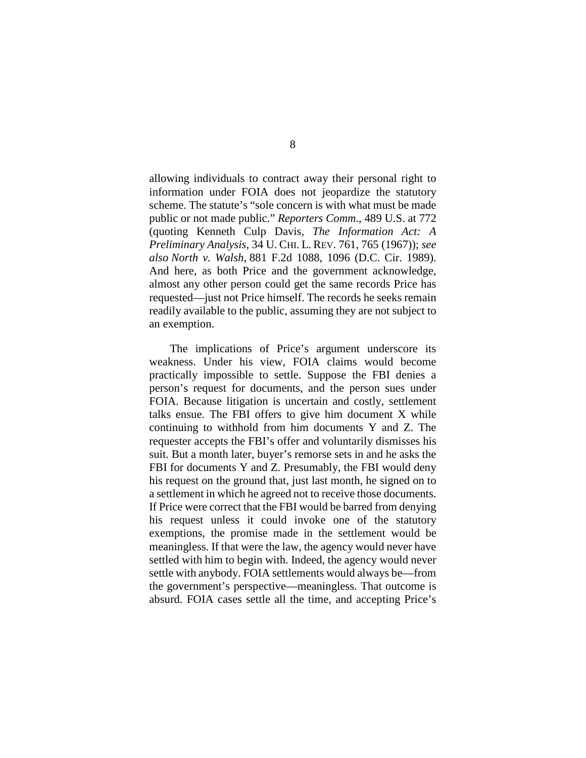allowing individuals to contract away their personal right to information under FOIA does not jeopardize the statutory scheme. The statute's "sole concern is with what must be made public or not made public." *Reporters Comm.*, 489 U.S. at 772 (quoting Kenneth Culp Davis, *The Information Act: A Preliminary Analysis*, 34 U. CHI. L. REV. 761, 765 (1967)); *see also North v. Walsh*, 881 F.2d 1088, 1096 (D.C. Cir. 1989). And here, as both Price and the government acknowledge, almost any other person could get the same records Price has requested—just not Price himself. The records he seeks remain readily available to the public, assuming they are not subject to an exemption.

The implications of Price's argument underscore its weakness. Under his view, FOIA claims would become practically impossible to settle. Suppose the FBI denies a person's request for documents, and the person sues under FOIA. Because litigation is uncertain and costly, settlement talks ensue. The FBI offers to give him document X while continuing to withhold from him documents Y and Z. The requester accepts the FBI's offer and voluntarily dismisses his suit. But a month later, buyer's remorse sets in and he asks the FBI for documents Y and Z. Presumably, the FBI would deny his request on the ground that, just last month, he signed on to a settlement in which he agreed not to receive those documents. If Price were correct that the FBI would be barred from denying his request unless it could invoke one of the statutory exemptions, the promise made in the settlement would be meaningless. If that were the law, the agency would never have settled with him to begin with. Indeed, the agency would never settle with anybody. FOIA settlements would always be—from the government's perspective—meaningless. That outcome is absurd. FOIA cases settle all the time, and accepting Price's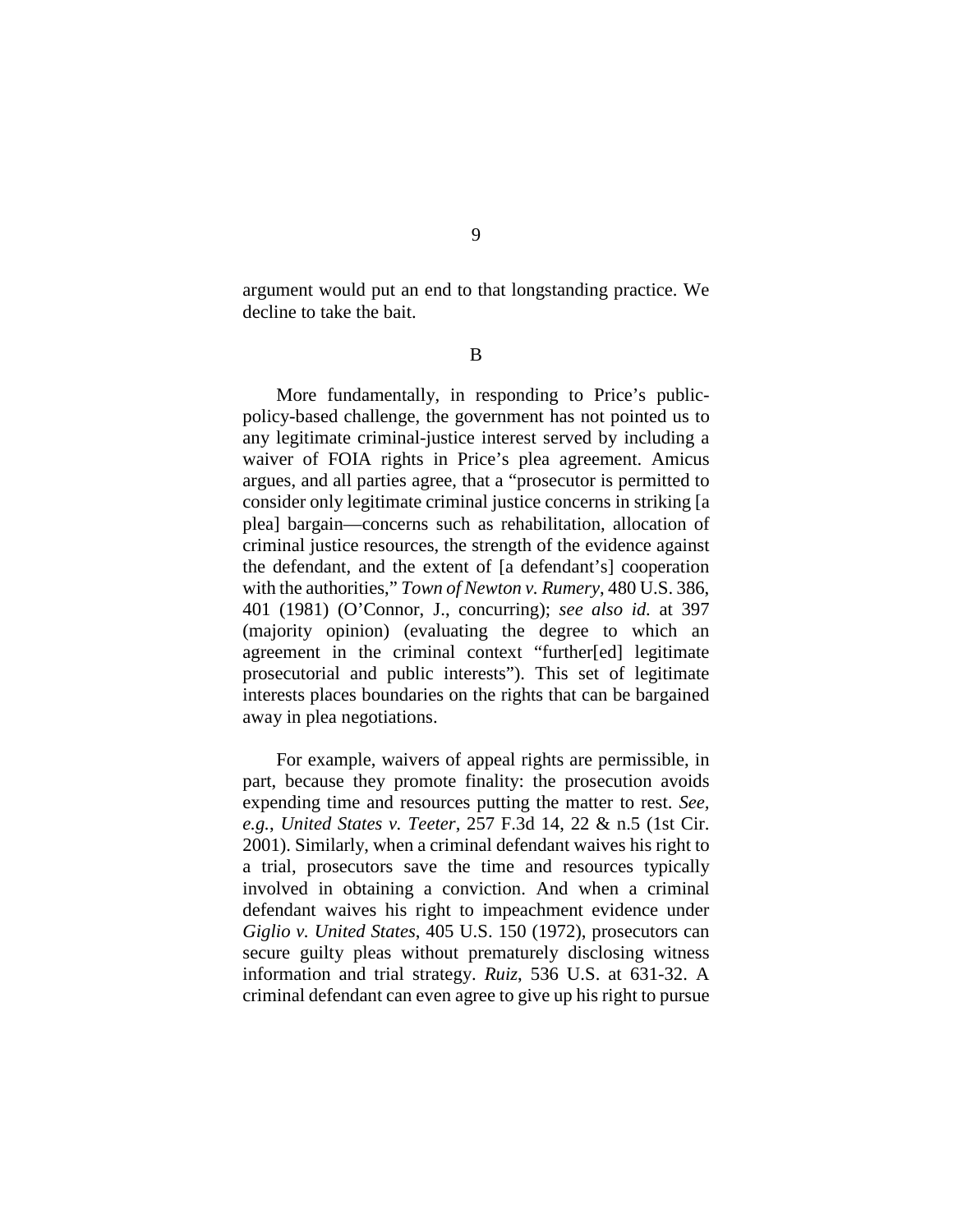argument would put an end to that longstanding practice. We decline to take the bait.

### B

More fundamentally, in responding to Price's public-policy-based challenge, the government has not pointed us to any legitimate criminal-justice interest served by including a waiver of FOIA rights in Price's plea agreement. Amicus argues, and all parties agree, that a "prosecutor is permitted to consider only legitimate criminal justice concerns in striking [a plea] bargain—concerns such as rehabilitation, allocation of criminal justice resources, the strength of the evidence against the defendant, and the extent of [a defendant's] cooperation with the authorities," *Town of Newton v. Rumery*, 480 U.S. 386, 401 (1981) (O'Connor, J., concurring); *see also id.* at 397 (majority opinion) (evaluating the degree to which an agreement in the criminal context "further[ed] legitimate prosecutorial and public interests"). This set of legitimate interests places boundaries on the rights that can be bargained away in plea negotiations.

For example, waivers of appeal rights are permissible, in part, because they promote finality: the prosecution avoids expending time and resources putting the matter to rest. *See, e.g.*, *United States v. Teeter*, 257 F.3d 14, 22 & n.5 (1st Cir. 2001). Similarly, when a criminal defendant waives his right to a trial, prosecutors save the time and resources typically involved in obtaining a conviction. And when a criminal defendant waives his right to impeachment evidence under *Giglio v. United States*, 405 U.S. 150 (1972), prosecutors can secure guilty pleas without prematurely disclosing witness information and trial strategy. *Ruiz*, 536 U.S. at 631-32. A criminal defendant can even agree to give up his right to pursue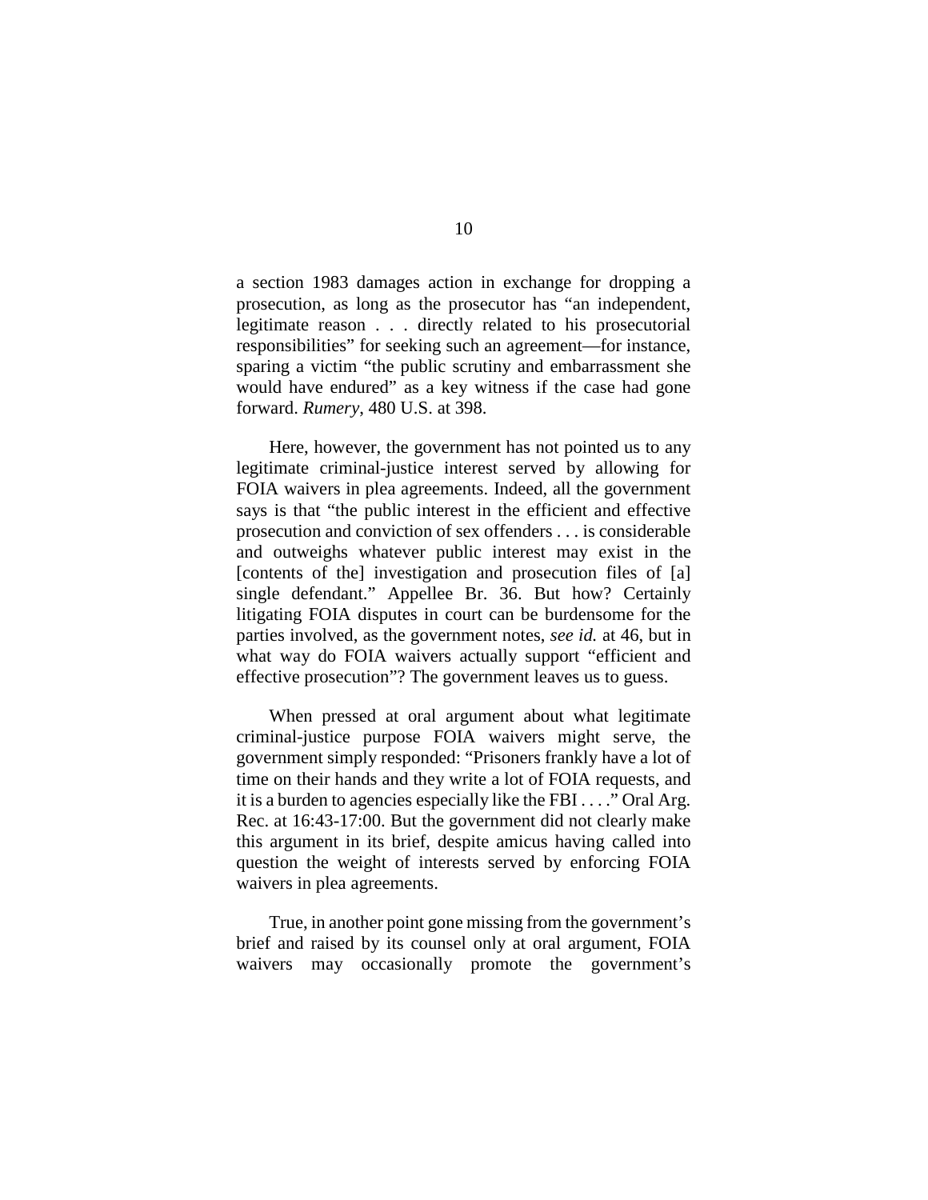a section 1983 damages action in exchange for dropping a prosecution, as long as the prosecutor has "an independent, legitimate reason . . . directly related to his prosecutorial responsibilities" for seeking such an agreement—for instance, sparing a victim "the public scrutiny and embarrassment she would have endured" as a key witness if the case had gone forward. *Rumery*, 480 U.S. at 398.

Here, however, the government has not pointed us to any legitimate criminal-justice interest served by allowing for FOIA waivers in plea agreements. Indeed, all the government says is that "the public interest in the efficient and effective prosecution and conviction of sex offenders . . . is considerable and outweighs whatever public interest may exist in the [contents of the] investigation and prosecution files of [a] single defendant." Appellee Br. 36. But how? Certainly litigating FOIA disputes in court can be burdensome for the parties involved, as the government notes, *see id.* at 46, but in what way do FOIA waivers actually support "efficient and effective prosecution"? The government leaves us to guess.

When pressed at oral argument about what legitimate criminal-justice purpose FOIA waivers might serve, the government simply responded: "Prisoners frankly have a lot of time on their hands and they write a lot of FOIA requests, and it is a burden to agencies especially like the FBI . . . ." Oral Arg. Rec. at 16:43-17:00. But the government did not clearly make this argument in its brief, despite amicus having called into question the weight of interests served by enforcing FOIA waivers in plea agreements.

True, in another point gone missing from the government's brief and raised by its counsel only at oral argument, FOIA waivers may occasionally promote the government's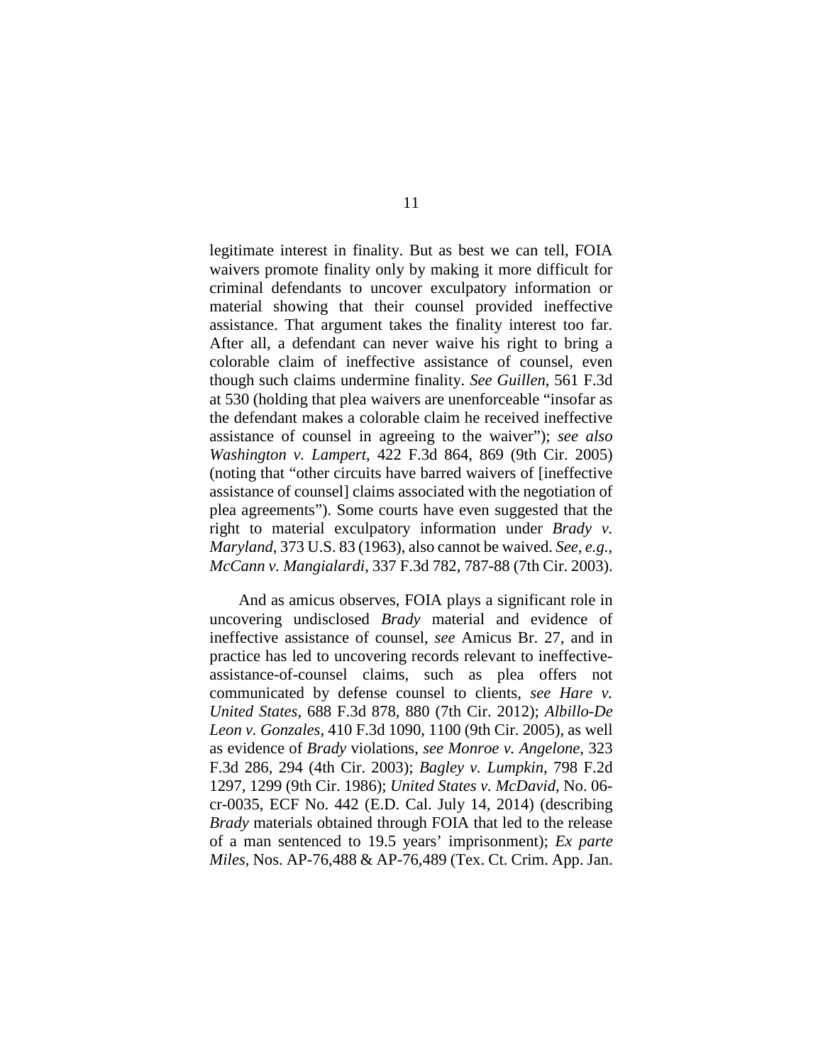legitimate interest in finality. But as best we can tell, FOIA waivers promote finality only by making it more difficult for criminal defendants to uncover exculpatory information or material showing that their counsel provided ineffective assistance. That argument takes the finality interest too far. After all, a defendant can never waive his right to bring a colorable claim of ineffective assistance of counsel, even though such claims undermine finality. *See Guillen*, 561 F.3d at 530 (holding that plea waivers are unenforceable "insofar as the defendant makes a colorable claim he received ineffective assistance of counsel in agreeing to the waiver"); *see also Washington v. Lampert*, 422 F.3d 864, 869 (9th Cir. 2005) (noting that "other circuits have barred waivers of [ineffective assistance of counsel] claims associated with the negotiation of plea agreements"). Some courts have even suggested that the right to material exculpatory information under *Brady v. Maryland*, 373 U.S. 83 (1963), also cannot be waived. *See, e.g.*, *McCann v. Mangialardi*, 337 F.3d 782, 787-88 (7th Cir. 2003).

And as amicus observes, FOIA plays a significant role in uncovering undisclosed *Brady* material and evidence of ineffective assistance of counsel, *see* Amicus Br. 27, and in practice has led to uncovering records relevant to ineffective-assistance-of-counsel claims, such as plea offers not communicated by defense counsel to clients, *see Hare v. United States*, 688 F.3d 878, 880 (7th Cir. 2012); *Albillo-De Leon v. Gonzales*, 410 F.3d 1090, 1100 (9th Cir. 2005), as well as evidence of *Brady* violations, *see Monroe v. Angelone*, 323 F.3d 286, 294 (4th Cir. 2003); *Bagley v. Lumpkin*, 798 F.2d 1297, 1299 (9th Cir. 1986); *United States v. McDavid*, No. 06-cr-0035, ECF No. 442 (E.D. Cal. July 14, 2014) (describing *Brady* materials obtained through FOIA that led to the release of a man sentenced to 19.5 years' imprisonment); *Ex parte Miles*, Nos. AP-76,488 & AP-76,489 (Tex. Ct. Crim. App. Jan.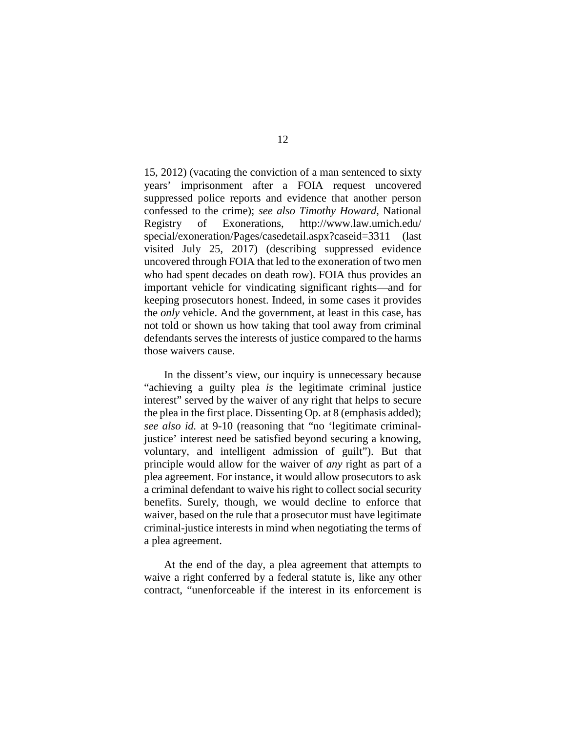15, 2012) (vacating the conviction of a man sentenced to sixty years' imprisonment after a FOIA request uncovered suppressed police reports and evidence that another person confessed to the crime); *see also Timothy Howard*, National Registry of Exonerations, http://www.law.umich.edu/special/exoneration/Pages/casedetail.aspx?caseid=3311 (last visited July 25, 2017) (describing suppressed evidence uncovered through FOIA that led to the exoneration of two men who had spent decades on death row). FOIA thus provides an important vehicle for vindicating significant rights—and for keeping prosecutors honest. Indeed, in some cases it provides the *only* vehicle. And the government, at least in this case, has not told or shown us how taking that tool away from criminal defendants serves the interests of justice compared to the harms those waivers cause.

In the dissent's view, our inquiry is unnecessary because "achieving a guilty plea *is* the legitimate criminal justice interest" served by the waiver of any right that helps to secure the plea in the first place. Dissenting Op. at 8 (emphasis added); *see also id.* at 9-10 (reasoning that "no 'legitimate criminal-justice' interest need be satisfied beyond securing a knowing, voluntary, and intelligent admission of guilt"). But that principle would allow for the waiver of *any* right as part of a plea agreement. For instance, it would allow prosecutors to ask a criminal defendant to waive his right to collect social security benefits. Surely, though, we would decline to enforce that waiver, based on the rule that a prosecutor must have legitimate criminal-justice interests in mind when negotiating the terms of a plea agreement.

At the end of the day, a plea agreement that attempts to waive a right conferred by a federal statute is, like any other contract, "unenforceable if the interest in its enforcement is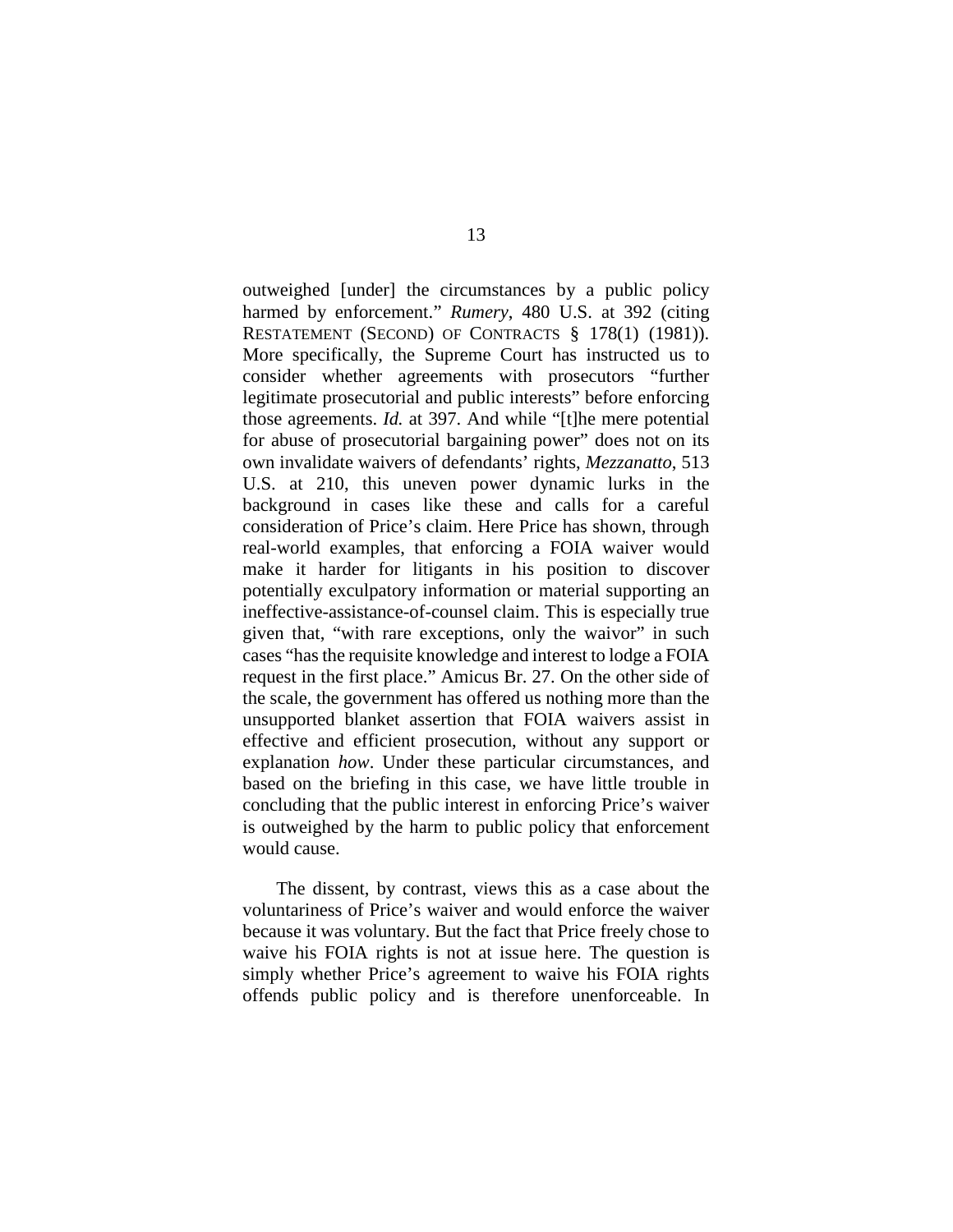outweighed [under] the circumstances by a public policy harmed by enforcement." *Rumery*, 480 U.S. at 392 (citing RESTATEMENT (SECOND) OF CONTRACTS § 178(1) (1981)). More specifically, the Supreme Court has instructed us to consider whether agreements with prosecutors "further legitimate prosecutorial and public interests" before enforcing those agreements. *Id.* at 397. And while "[t]he mere potential for abuse of prosecutorial bargaining power" does not on its own invalidate waivers of defendants' rights, *Mezzanatto*, 513 U.S. at 210, this uneven power dynamic lurks in the background in cases like these and calls for a careful consideration of Price's claim. Here Price has shown, through real-world examples, that enforcing a FOIA waiver would make it harder for litigants in his position to discover potentially exculpatory information or material supporting an ineffective-assistance-of-counsel claim. This is especially true given that, "with rare exceptions, only the waivor" in such cases "has the requisite knowledge and interest to lodge a FOIA request in the first place." Amicus Br. 27. On the other side of the scale, the government has offered us nothing more than the unsupported blanket assertion that FOIA waivers assist in effective and efficient prosecution, without any support or explanation *how*. Under these particular circumstances, and based on the briefing in this case, we have little trouble in concluding that the public interest in enforcing Price's waiver is outweighed by the harm to public policy that enforcement would cause.

The dissent, by contrast, views this as a case about the voluntariness of Price's waiver and would enforce the waiver because it was voluntary. But the fact that Price freely chose to waive his FOIA rights is not at issue here. The question is simply whether Price's agreement to waive his FOIA rights offends public policy and is therefore unenforceable. In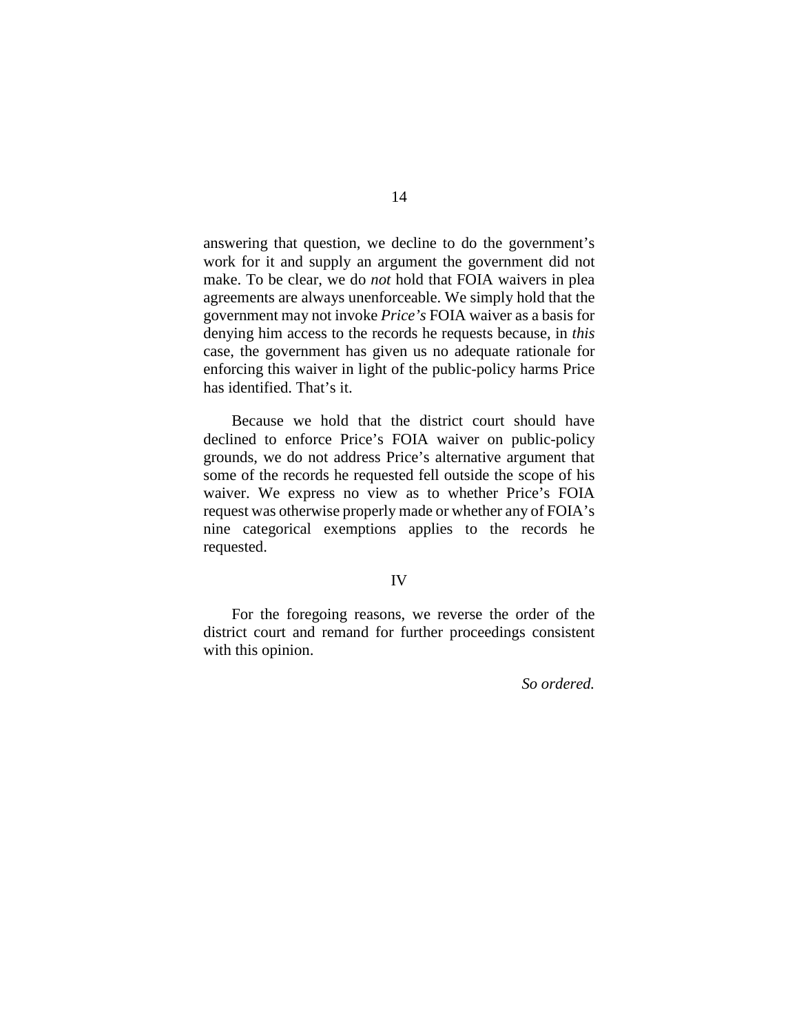answering that question, we decline to do the government's work for it and supply an argument the government did not make. To be clear, we do *not* hold that FOIA waivers in plea agreements are always unenforceable. We simply hold that the government may not invoke *Price's* FOIA waiver as a basis for denying him access to the records he requests because, in *this* case, the government has given us no adequate rationale for enforcing this waiver in light of the public-policy harms Price has identified. That's it.

Because we hold that the district court should have declined to enforce Price's FOIA waiver on public-policy grounds, we do not address Price's alternative argument that some of the records he requested fell outside the scope of his waiver. We express no view as to whether Price's FOIA request was otherwise properly made or whether any of FOIA's nine categorical exemptions applies to the records he requested.

## IV

For the foregoing reasons, we reverse the order of the district court and remand for further proceedings consistent with this opinion.

*So ordered.*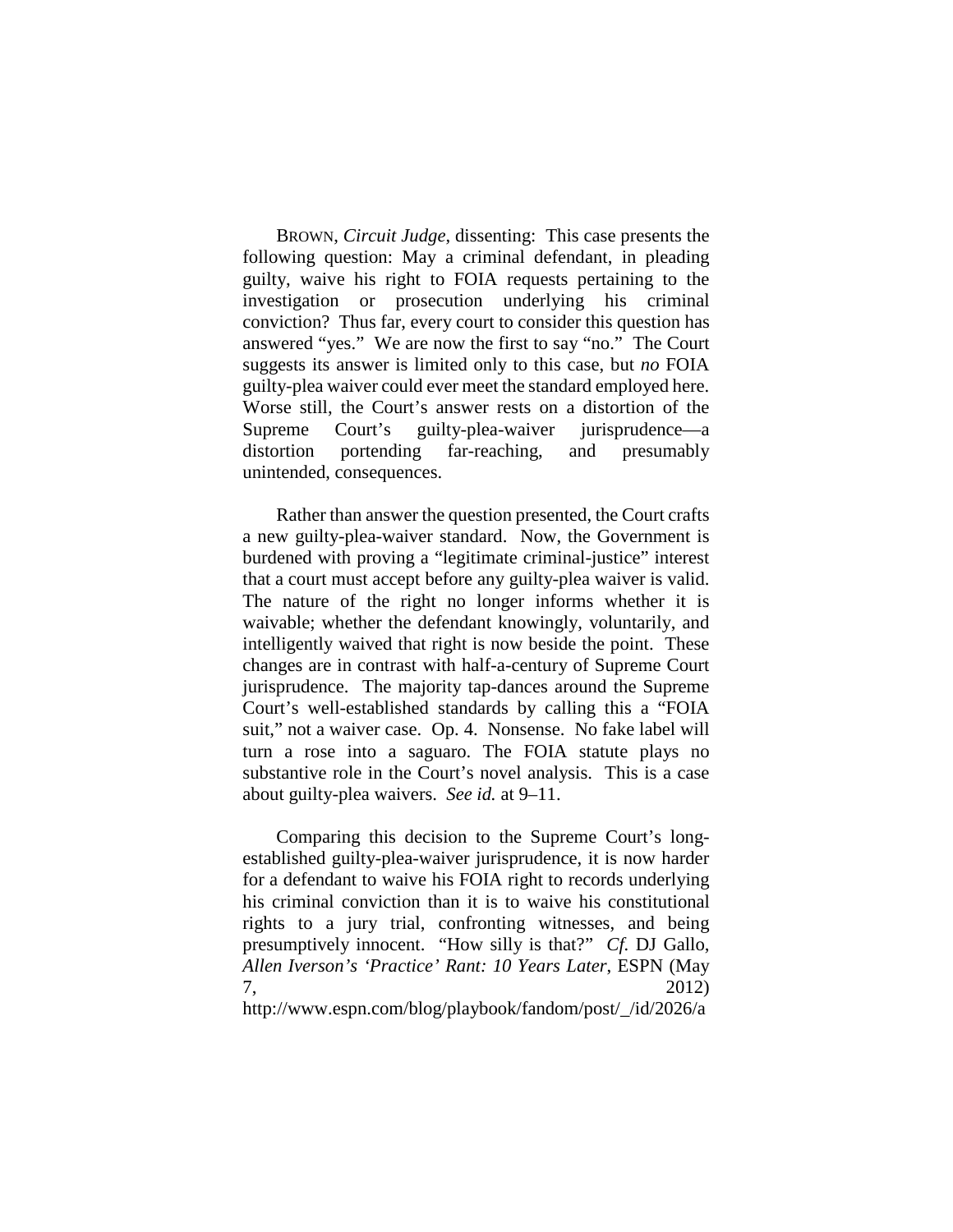BROWN, *Circuit Judge*, dissenting: This case presents the following question: May a criminal defendant, in pleading guilty, waive his right to FOIA requests pertaining to the investigation or prosecution underlying his criminal conviction? Thus far, every court to consider this question has answered "yes." We are now the first to say "no." The Court suggests its answer is limited only to this case, but *no* FOIA guilty-plea waiver could ever meet the standard employed here. Worse still, the Court's answer rests on a distortion of the Supreme Court's guilty-plea-waiver jurisprudence—a distortion portending far-reaching, and presumably unintended, consequences.

Rather than answer the question presented, the Court crafts a new guilty-plea-waiver standard. Now, the Government is burdened with proving a "legitimate criminal-justice" interest that a court must accept before any guilty-plea waiver is valid. The nature of the right no longer informs whether it is waivable; whether the defendant knowingly, voluntarily, and intelligently waived that right is now beside the point. These changes are in contrast with half-a-century of Supreme Court jurisprudence. The majority tap-dances around the Supreme Court's well-established standards by calling this a "FOIA suit," not a waiver case. Op. 4. Nonsense. No fake label will turn a rose into a saguaro. The FOIA statute plays no substantive role in the Court's novel analysis. This is a case about guilty-plea waivers. *See id.* at 9–11.

Comparing this decision to the Supreme Court's long-established guilty-plea-waiver jurisprudence, it is now harder for a defendant to waive his FOIA right to records underlying his criminal conviction than it is to waive his constitutional rights to a jury trial, confronting witnesses, and being presumptively innocent. "How silly is that?" *Cf.* DJ Gallo, *Allen Iverson's 'Practice' Rant: 10 Years Later*, ESPN (May 7, 2012) http://www.espn.com/blog/playbook/fandom/post/_/id/2026/a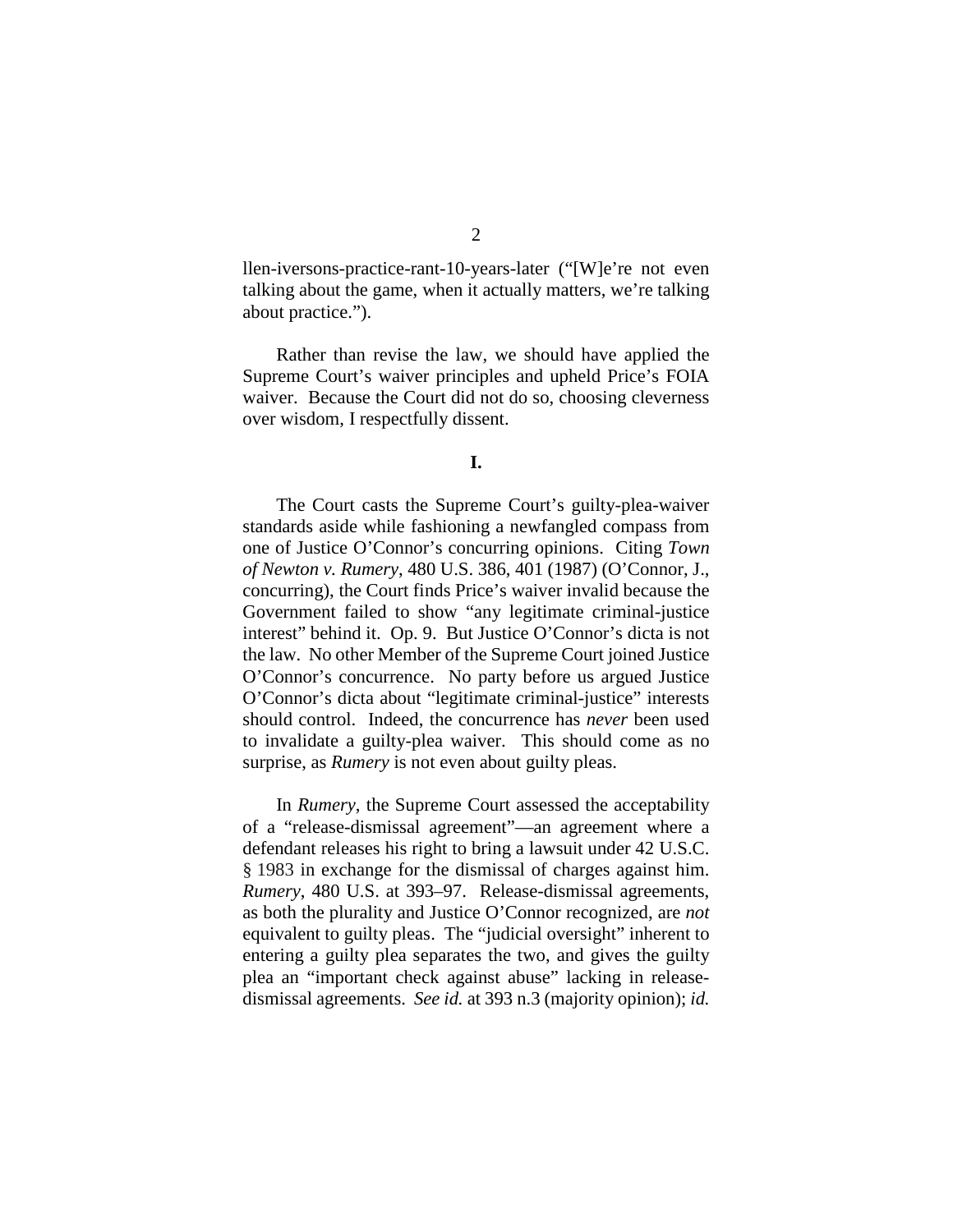llen-iversons-practice-rant-10-years-later ("[W]e're not even talking about the game, when it actually matters, we're talking about practice.").

Rather than revise the law, we should have applied the Supreme Court's waiver principles and upheld Price's FOIA waiver. Because the Court did not do so, choosing cleverness over wisdom, I respectfully dissent.

**I.**

The Court casts the Supreme Court's guilty-plea-waiver standards aside while fashioning a newfangled compass from one of Justice O'Connor's concurring opinions. Citing *Town of Newton v. Rumery*, 480 U.S. 386, 401 (1987) (O'Connor, J., concurring), the Court finds Price's waiver invalid because the Government failed to show "any legitimate criminal-justice interest" behind it. Op. 9. But Justice O'Connor's dicta is not the law. No other Member of the Supreme Court joined Justice O'Connor's concurrence. No party before us argued Justice O'Connor's dicta about "legitimate criminal-justice" interests should control. Indeed, the concurrence has *never* been used to invalidate a guilty-plea waiver. This should come as no surprise, as *Rumery* is not even about guilty pleas.

In *Rumery*, the Supreme Court assessed the acceptability of a "release-dismissal agreement"—an agreement where a defendant releases his right to bring a lawsuit under 42 U.S.C. § 1983 in exchange for the dismissal of charges against him. *Rumery*, 480 U.S. at 393–97. Release-dismissal agreements, as both the plurality and Justice O'Connor recognized, are *not* equivalent to guilty pleas. The "judicial oversight" inherent to entering a guilty plea separates the two, and gives the guilty plea an "important check against abuse" lacking in release-dismissal agreements. *See id.* at 393 n.3 (majority opinion); *id.*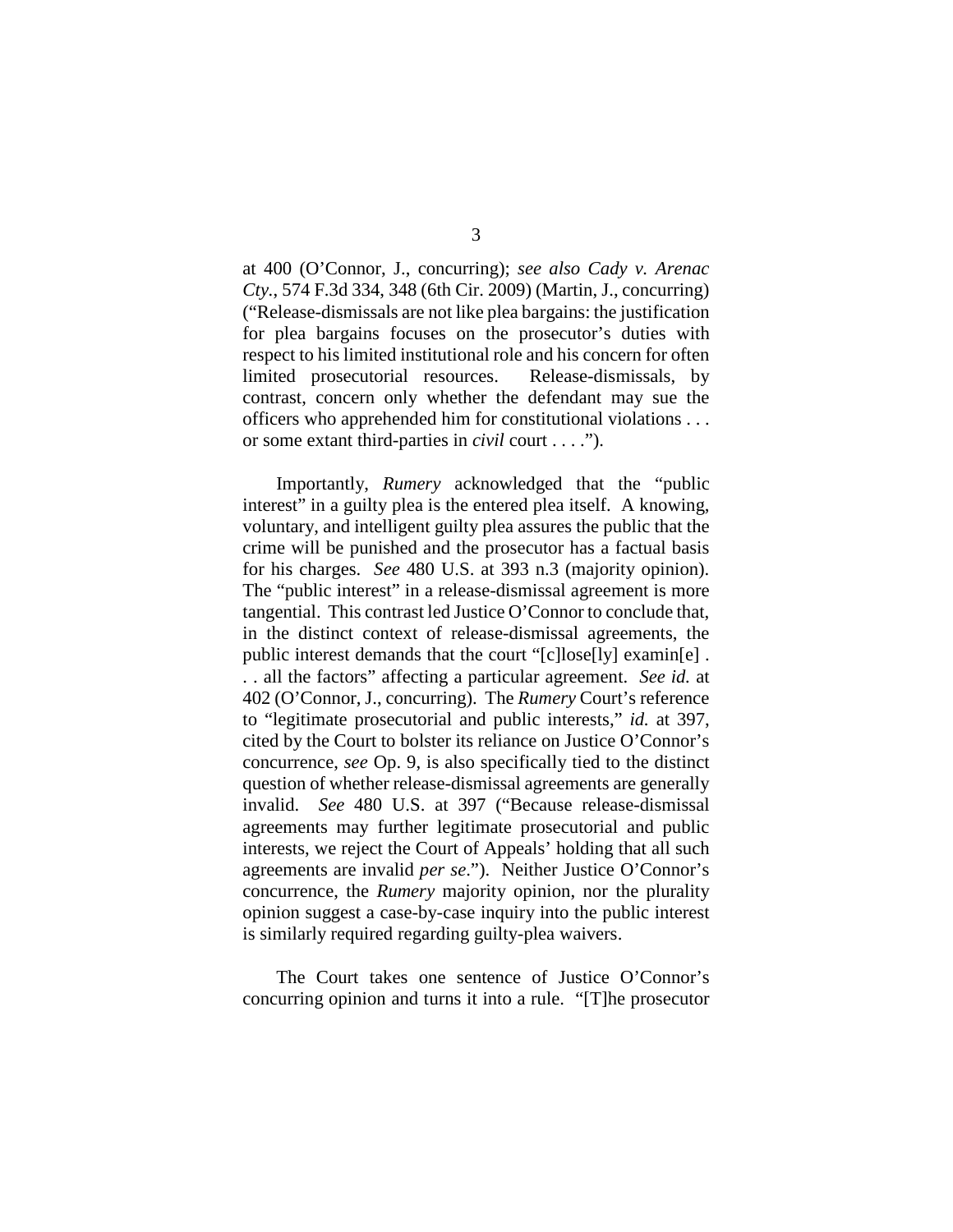at 400 (O'Connor, J., concurring); *see also Cady v. Arenac Cty.*, 574 F.3d 334, 348 (6th Cir. 2009) (Martin, J., concurring) ("Release-dismissals are not like plea bargains: the justification for plea bargains focuses on the prosecutor's duties with respect to his limited institutional role and his concern for often limited prosecutorial resources. Release-dismissals, by contrast, concern only whether the defendant may sue the officers who apprehended him for constitutional violations . . . or some extant third-parties in *civil* court . . . .").

Importantly, *Rumery* acknowledged that the "public interest" in a guilty plea is the entered plea itself. A knowing, voluntary, and intelligent guilty plea assures the public that the crime will be punished and the prosecutor has a factual basis for his charges. *See* 480 U.S. at 393 n.3 (majority opinion). The "public interest" in a release-dismissal agreement is more tangential. This contrast led Justice O'Connor to conclude that, in the distinct context of release-dismissal agreements, the public interest demands that the court "[c]lose[ly] examin[e] . . . all the factors" affecting a particular agreement. *See id.* at 402 (O'Connor, J., concurring). The *Rumery* Court's reference to "legitimate prosecutorial and public interests," *id.* at 397, cited by the Court to bolster its reliance on Justice O'Connor's concurrence, *see* Op. 9, is also specifically tied to the distinct question of whether release-dismissal agreements are generally invalid. *See* 480 U.S. at 397 ("Because release-dismissal agreements may further legitimate prosecutorial and public interests, we reject the Court of Appeals' holding that all such agreements are invalid *per se*."). Neither Justice O'Connor's concurrence, the *Rumery* majority opinion, nor the plurality opinion suggest a case-by-case inquiry into the public interest is similarly required regarding guilty-plea waivers.

The Court takes one sentence of Justice O'Connor's concurring opinion and turns it into a rule. "[T]he prosecutor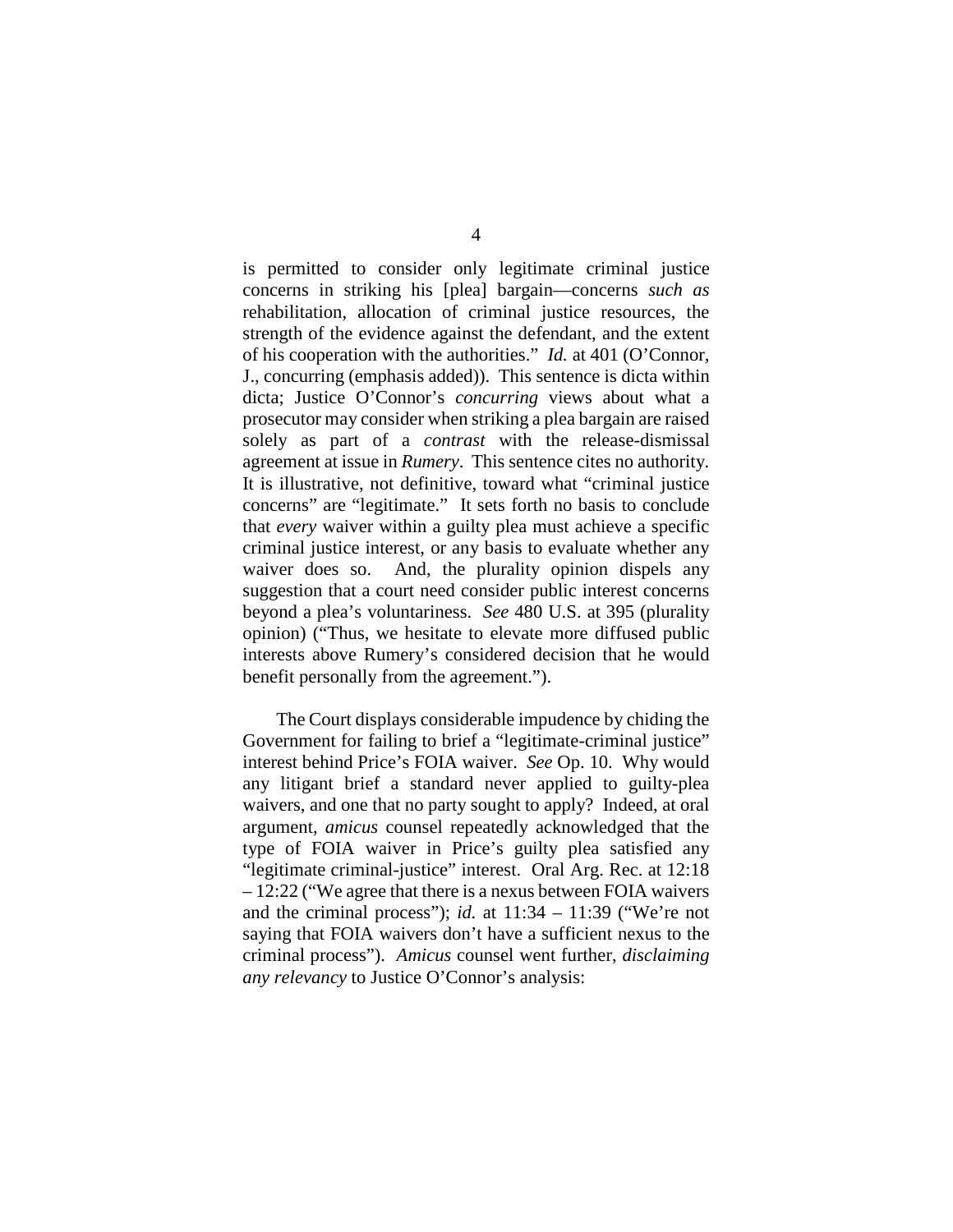is permitted to consider only legitimate criminal justice concerns in striking his [plea] bargain—concerns *such as* rehabilitation, allocation of criminal justice resources, the strength of the evidence against the defendant, and the extent of his cooperation with the authorities." *Id.* at 401 (O'Connor, J., concurring (emphasis added)). This sentence is dicta within dicta; Justice O'Connor's *concurring* views about what a prosecutor may consider when striking a plea bargain are raised solely as part of a *contrast* with the release-dismissal agreement at issue in *Rumery*. This sentence cites no authority. It is illustrative, not definitive, toward what "criminal justice concerns" are "legitimate." It sets forth no basis to conclude that *every* waiver within a guilty plea must achieve a specific criminal justice interest, or any basis to evaluate whether any waiver does so. And, the plurality opinion dispels any suggestion that a court need consider public interest concerns beyond a plea's voluntariness. *See* 480 U.S. at 395 (plurality opinion) ("Thus, we hesitate to elevate more diffused public interests above Rumery's considered decision that he would benefit personally from the agreement.").

The Court displays considerable impudence by chiding the Government for failing to brief a "legitimate-criminal justice" interest behind Price's FOIA waiver. *See* Op. 10. Why would any litigant brief a standard never applied to guilty-plea waivers, and one that no party sought to apply? Indeed, at oral argument, *amicus* counsel repeatedly acknowledged that the type of FOIA waiver in Price's guilty plea satisfied any "legitimate criminal-justice" interest. Oral Arg. Rec. at 12:18 – 12:22 ("We agree that there is a nexus between FOIA waivers and the criminal process"); *id.* at 11:34 – 11:39 ("We're not saying that FOIA waivers don't have a sufficient nexus to the criminal process"). *Amicus* counsel went further, *disclaiming any relevancy* to Justice O'Connor's analysis: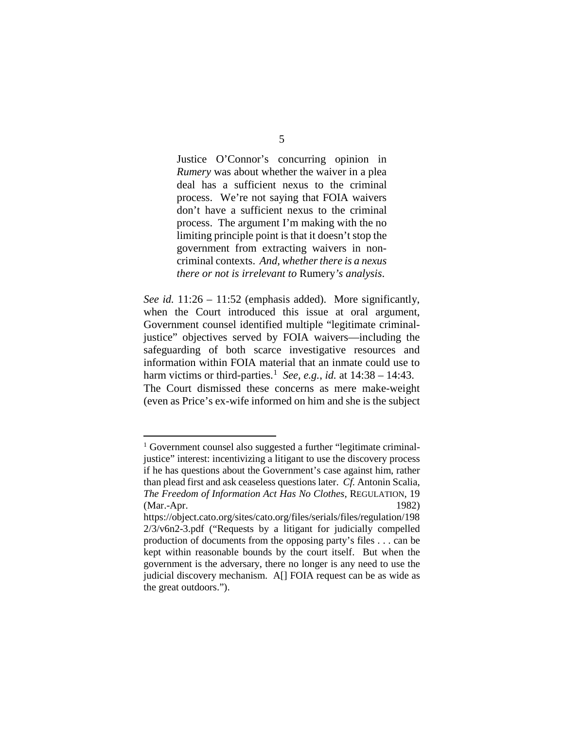> Justice O'Connor's concurring opinion in *Rumery* was about whether the waiver in a plea deal has a sufficient nexus to the criminal process. We're not saying that FOIA waivers don't have a sufficient nexus to the criminal process. The argument I'm making with the no limiting principle point is that it doesn't stop the government from extracting waivers in non-criminal contexts. *And, whether there is a nexus there or not is irrelevant to* Rumery*'s analysis*.

*See id.* 11:26 – 11:52 (emphasis added). More significantly, when the Court introduced this issue at oral argument, Government counsel identified multiple "legitimate criminal-justice" objectives served by FOIA waivers—including the safeguarding of both scarce investigative resources and information within FOIA material that an inmate could use to harm victims or third-parties.[1] *See, e.g.*, *id.* at 14:38 – 14:43. The Court dismissed these concerns as mere make-weight (even as Price's ex-wife informed on him and she is the subject

---

[1] Government counsel also suggested a further "legitimate criminal-justice" interest: incentivizing a litigant to use the discovery process if he has questions about the Government's case against him, rather than plead first and ask ceaseless questions later. *Cf.* Antonin Scalia, *The Freedom of Information Act Has No Clothes*, REGULATION, 19 (Mar.-Apr. 1982) https://object.cato.org/sites/cato.org/files/serials/files/regulation/1982/3/v6n2-3.pdf ("Requests by a litigant for judicially compelled production of documents from the opposing party's files . . . can be kept within reasonable bounds by the court itself. But when the government is the adversary, there no longer is any need to use the judicial discovery mechanism. A[] FOIA request can be as wide as the great outdoors.").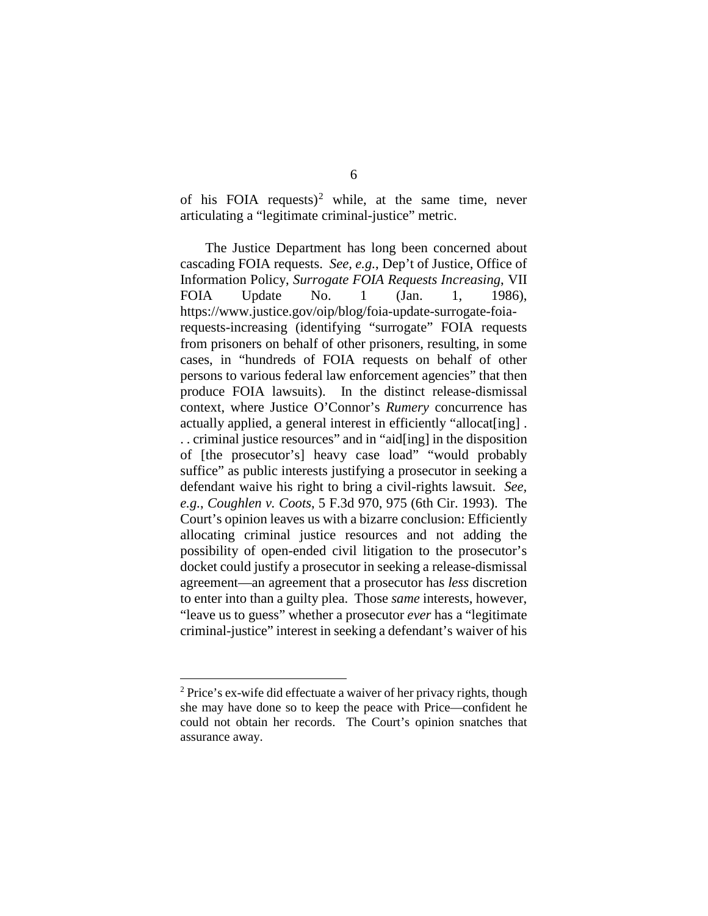of his FOIA requests)[2] while, at the same time, never articulating a "legitimate criminal-justice" metric.

The Justice Department has long been concerned about cascading FOIA requests. *See, e.g.*, Dep't of Justice, Office of Information Policy, *Surrogate FOIA Requests Increasing*, VII FOIA Update No. 1 (Jan. 1, 1986), https://www.justice.gov/oip/blog/foia-update-surrogate-foia-requests-increasing (identifying "surrogate" FOIA requests from prisoners on behalf of other prisoners, resulting, in some cases, in "hundreds of FOIA requests on behalf of other persons to various federal law enforcement agencies" that then produce FOIA lawsuits). In the distinct release-dismissal context, where Justice O'Connor's *Rumery* concurrence has actually applied, a general interest in efficiently "allocat[ing] . . . criminal justice resources" and in "aid[ing] in the disposition of [the prosecutor's] heavy case load" "would probably suffice" as public interests justifying a prosecutor in seeking a defendant waive his right to bring a civil-rights lawsuit. *See, e.g.*, *Coughlen v. Coots*, 5 F.3d 970, 975 (6th Cir. 1993). The Court's opinion leaves us with a bizarre conclusion: Efficiently allocating criminal justice resources and not adding the possibility of open-ended civil litigation to the prosecutor's docket could justify a prosecutor in seeking a release-dismissal agreement—an agreement that a prosecutor has *less* discretion to enter into than a guilty plea. Those *same* interests, however, "leave us to guess" whether a prosecutor *ever* has a "legitimate criminal-justice" interest in seeking a defendant's waiver of his

[2] Price's ex-wife did effectuate a waiver of her privacy rights, though she may have done so to keep the peace with Price—confident he could not obtain her records. The Court's opinion snatches that assurance away.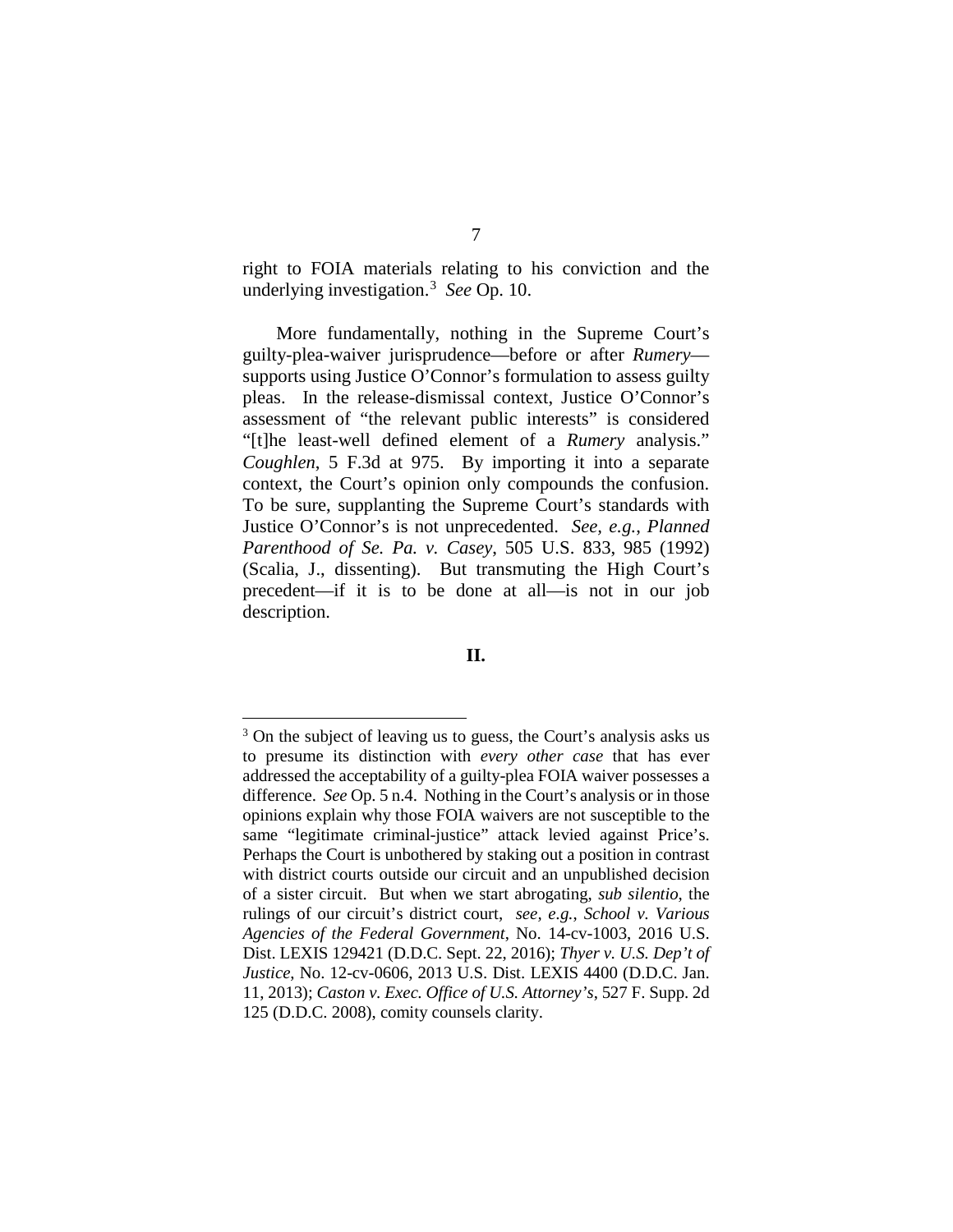right to FOIA materials relating to his conviction and the underlying investigation.[3] *See* Op. 10.

More fundamentally, nothing in the Supreme Court's guilty-plea-waiver jurisprudence—before or after *Rumery*—supports using Justice O'Connor's formulation to assess guilty pleas. In the release-dismissal context, Justice O'Connor's assessment of "the relevant public interests" is considered "[t]he least-well defined element of a *Rumery* analysis." *Coughlen*, 5 F.3d at 975. By importing it into a separate context, the Court's opinion only compounds the confusion. To be sure, supplanting the Supreme Court's standards with Justice O'Connor's is not unprecedented. *See, e.g.*, *Planned Parenthood of Se. Pa. v. Casey*, 505 U.S. 833, 985 (1992) (Scalia, J., dissenting). But transmuting the High Court's precedent—if it is to be done at all—is not in our job description.

**II.**

[3] On the subject of leaving us to guess, the Court's analysis asks us to presume its distinction with *every other case* that has ever addressed the acceptability of a guilty-plea FOIA waiver possesses a difference. *See* Op. 5 n.4. Nothing in the Court's analysis or in those opinions explain why those FOIA waivers are not susceptible to the same "legitimate criminal-justice" attack levied against Price's. Perhaps the Court is unbothered by staking out a position in contrast with district courts outside our circuit and an unpublished decision of a sister circuit. But when we start abrogating, *sub silentio*, the rulings of our circuit's district court, *see, e.g.*, *School v. Various Agencies of the Federal Government*, No. 14-cv-1003, 2016 U.S. Dist. LEXIS 129421 (D.D.C. Sept. 22, 2016); *Thyer v. U.S. Dep't of Justice*, No. 12-cv-0606, 2013 U.S. Dist. LEXIS 4400 (D.D.C. Jan. 11, 2013); *Caston v. Exec. Office of U.S. Attorney's*, 527 F. Supp. 2d 125 (D.D.C. 2008), comity counsels clarity.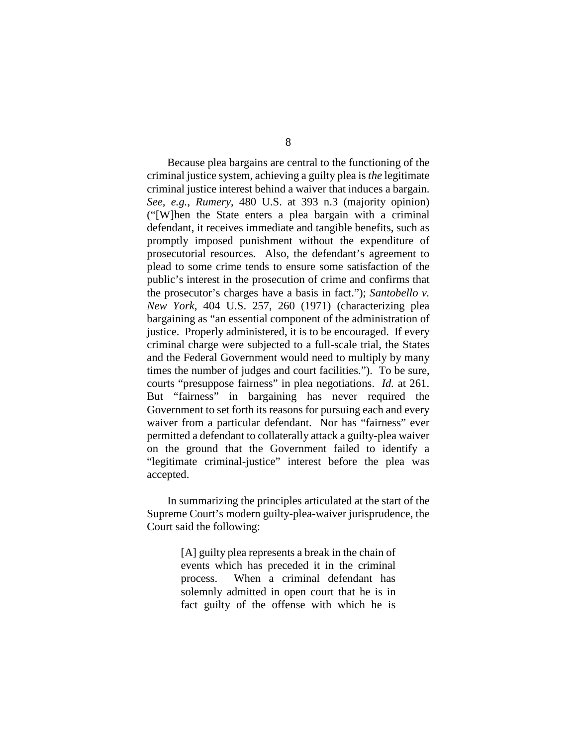Because plea bargains are central to the functioning of the criminal justice system, achieving a guilty plea is *the* legitimate criminal justice interest behind a waiver that induces a bargain. *See, e.g.*, *Rumery*, 480 U.S. at 393 n.3 (majority opinion) ("[W]hen the State enters a plea bargain with a criminal defendant, it receives immediate and tangible benefits, such as promptly imposed punishment without the expenditure of prosecutorial resources. Also, the defendant's agreement to plead to some crime tends to ensure some satisfaction of the public's interest in the prosecution of crime and confirms that the prosecutor's charges have a basis in fact."); *Santobello v. New York*, 404 U.S. 257, 260 (1971) (characterizing plea bargaining as "an essential component of the administration of justice. Properly administered, it is to be encouraged. If every criminal charge were subjected to a full-scale trial, the States and the Federal Government would need to multiply by many times the number of judges and court facilities."). To be sure, courts "presuppose fairness" in plea negotiations. *Id.* at 261. But "fairness" in bargaining has never required the Government to set forth its reasons for pursuing each and every waiver from a particular defendant. Nor has "fairness" ever permitted a defendant to collaterally attack a guilty-plea waiver on the ground that the Government failed to identify a "legitimate criminal-justice" interest before the plea was accepted.

In summarizing the principles articulated at the start of the Supreme Court's modern guilty-plea-waiver jurisprudence, the Court said the following:

> [A] guilty plea represents a break in the chain of events which has preceded it in the criminal process. When a criminal defendant has solemnly admitted in open court that he is in fact guilty of the offense with which he is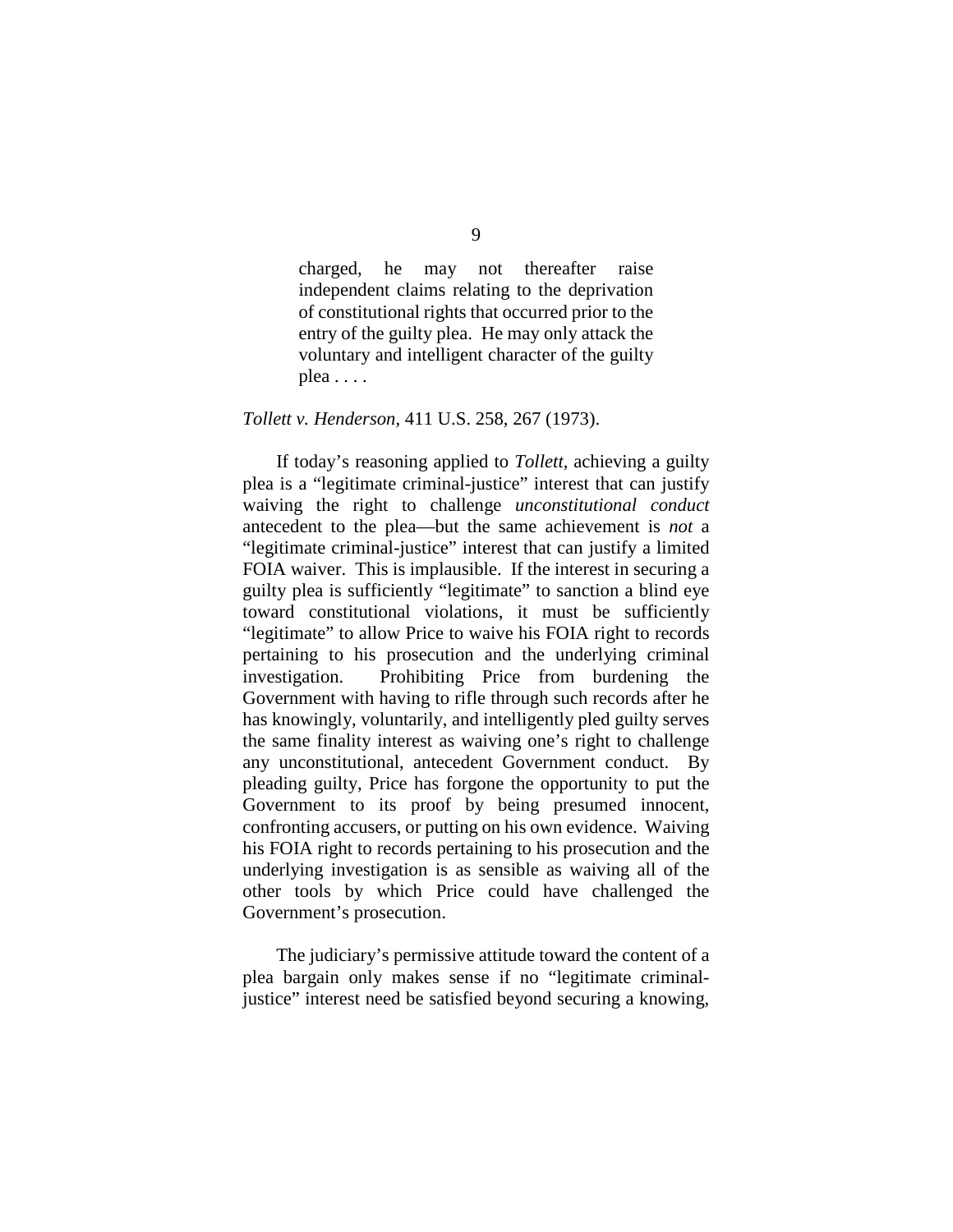> charged, he may not thereafter raise independent claims relating to the deprivation of constitutional rights that occurred prior to the entry of the guilty plea. He may only attack the voluntary and intelligent character of the guilty plea . . . .

*Tollett v. Henderson*, 411 U.S. 258, 267 (1973).

If today's reasoning applied to *Tollett*, achieving a guilty plea is a "legitimate criminal-justice" interest that can justify waiving the right to challenge *unconstitutional conduct* antecedent to the plea—but the same achievement is *not* a "legitimate criminal-justice" interest that can justify a limited FOIA waiver. This is implausible. If the interest in securing a guilty plea is sufficiently "legitimate" to sanction a blind eye toward constitutional violations, it must be sufficiently "legitimate" to allow Price to waive his FOIA right to records pertaining to his prosecution and the underlying criminal investigation. Prohibiting Price from burdening the Government with having to rifle through such records after he has knowingly, voluntarily, and intelligently pled guilty serves the same finality interest as waiving one's right to challenge any unconstitutional, antecedent Government conduct. By pleading guilty, Price has forgone the opportunity to put the Government to its proof by being presumed innocent, confronting accusers, or putting on his own evidence. Waiving his FOIA right to records pertaining to his prosecution and the underlying investigation is as sensible as waiving all of the other tools by which Price could have challenged the Government's prosecution.

The judiciary's permissive attitude toward the content of a plea bargain only makes sense if no "legitimate criminal-justice" interest need be satisfied beyond securing a knowing,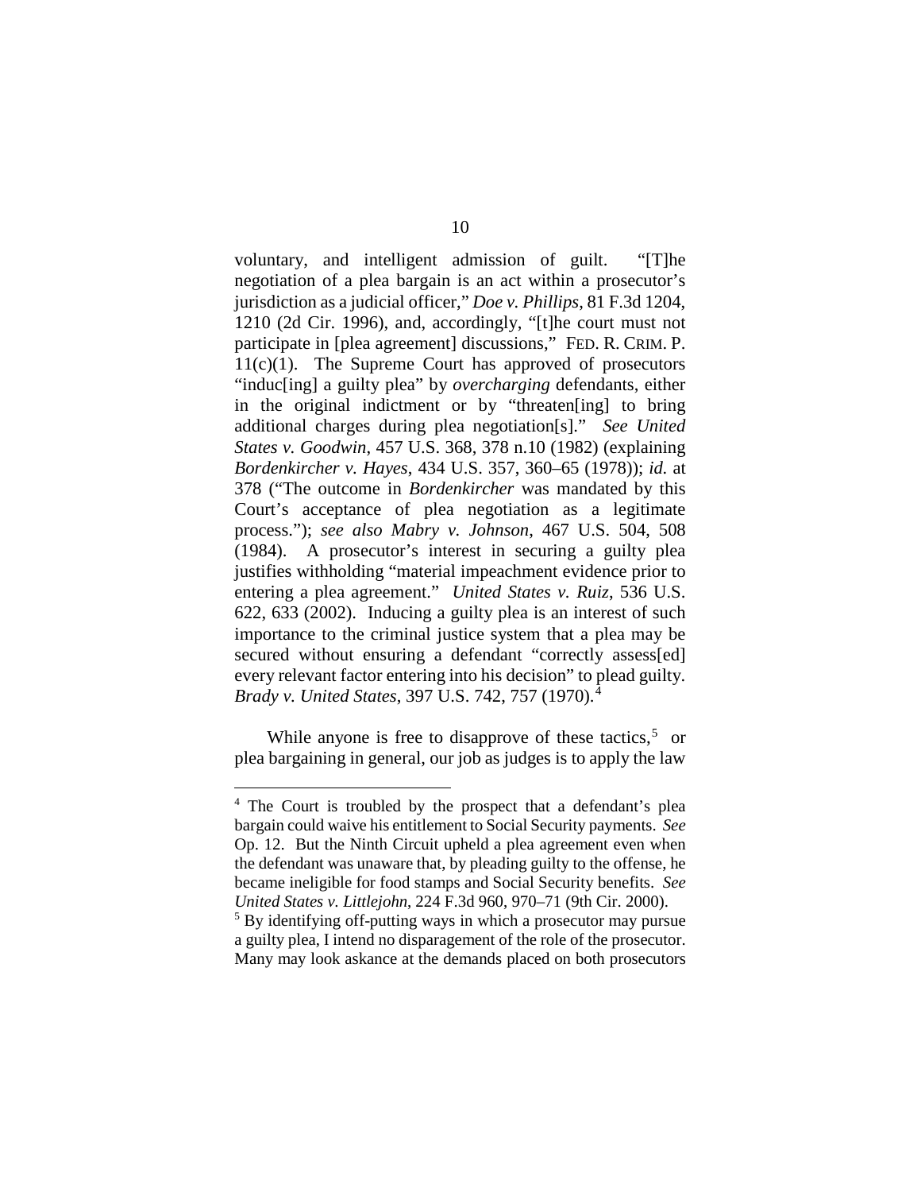voluntary, and intelligent admission of guilt. "[T]he negotiation of a plea bargain is an act within a prosecutor's jurisdiction as a judicial officer," *Doe v. Phillips*, 81 F.3d 1204, 1210 (2d Cir. 1996), and, accordingly, "[t]he court must not participate in [plea agreement] discussions," FED. R. CRIM. P. 11(c)(1). The Supreme Court has approved of prosecutors "induc[ing] a guilty plea" by *overcharging* defendants, either in the original indictment or by "threaten[ing] to bring additional charges during plea negotiation[s]." *See United States v. Goodwin*, 457 U.S. 368, 378 n.10 (1982) (explaining *Bordenkircher v. Hayes*, 434 U.S. 357, 360–65 (1978)); *id.* at 378 ("The outcome in *Bordenkircher* was mandated by this Court's acceptance of plea negotiation as a legitimate process."); *see also Mabry v. Johnson*, 467 U.S. 504, 508 (1984). A prosecutor's interest in securing a guilty plea justifies withholding "material impeachment evidence prior to entering a plea agreement." *United States v. Ruiz*, 536 U.S. 622, 633 (2002). Inducing a guilty plea is an interest of such importance to the criminal justice system that a plea may be secured without ensuring a defendant "correctly assess[ed] every relevant factor entering into his decision" to plead guilty. *Brady v. United States*, 397 U.S. 742, 757 (1970).[4]

While anyone is free to disapprove of these tactics,[5] or plea bargaining in general, our job as judges is to apply the law

---

[4] The Court is troubled by the prospect that a defendant's plea bargain could waive his entitlement to Social Security payments. *See* Op. 12. But the Ninth Circuit upheld a plea agreement even when the defendant was unaware that, by pleading guilty to the offense, he became ineligible for food stamps and Social Security benefits. *See United States v. Littlejohn*, 224 F.3d 960, 970–71 (9th Cir. 2000).

[5] By identifying off-putting ways in which a prosecutor may pursue a guilty plea, I intend no disparagement of the role of the prosecutor. Many may look askance at the demands placed on both prosecutors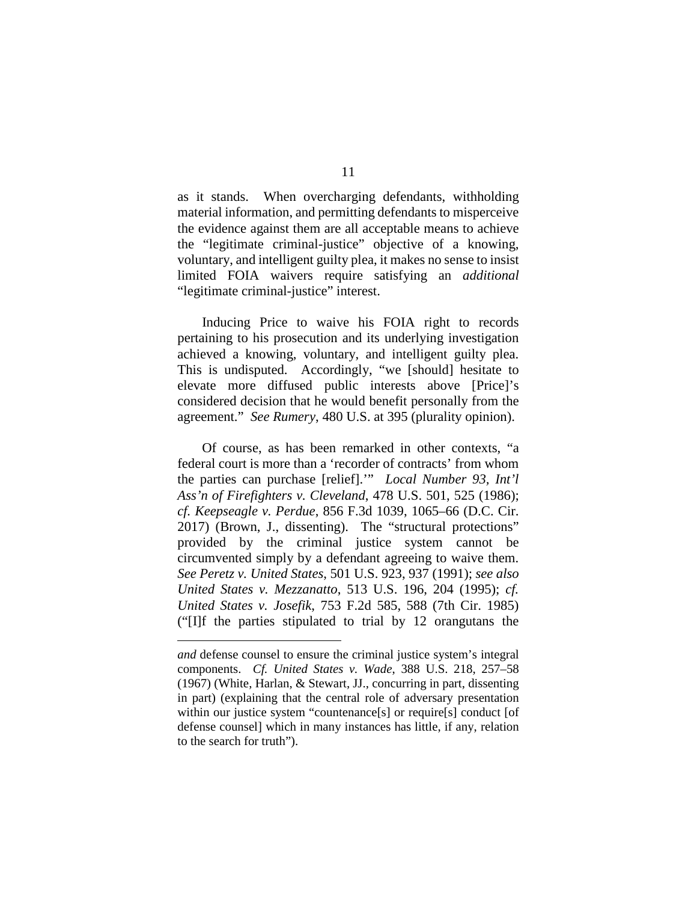as it stands. When overcharging defendants, withholding material information, and permitting defendants to misperceive the evidence against them are all acceptable means to achieve the "legitimate criminal-justice" objective of a knowing, voluntary, and intelligent guilty plea, it makes no sense to insist limited FOIA waivers require satisfying an *additional* "legitimate criminal-justice" interest.

Inducing Price to waive his FOIA right to records pertaining to his prosecution and its underlying investigation achieved a knowing, voluntary, and intelligent guilty plea. This is undisputed. Accordingly, "we [should] hesitate to elevate more diffused public interests above [Price]'s considered decision that he would benefit personally from the agreement." *See Rumery*, 480 U.S. at 395 (plurality opinion).

Of course, as has been remarked in other contexts, "a federal court is more than a 'recorder of contracts' from whom the parties can purchase [relief].'" *Local Number 93, Int'l Ass'n of Firefighters v. Cleveland*, 478 U.S. 501, 525 (1986); *cf. Keepseagle v. Perdue*, 856 F.3d 1039, 1065–66 (D.C. Cir. 2017) (Brown, J., dissenting). The "structural protections" provided by the criminal justice system cannot be circumvented simply by a defendant agreeing to waive them. *See Peretz v. United States*, 501 U.S. 923, 937 (1991); *see also United States v. Mezzanatto*, 513 U.S. 196, 204 (1995); *cf. United States v. Josefik*, 753 F.2d 585, 588 (7th Cir. 1985) ("[I]f the parties stipulated to trial by 12 orangutans the

---

*and* defense counsel to ensure the criminal justice system's integral components. *Cf. United States v. Wade*, 388 U.S. 218, 257–58 (1967) (White, Harlan, & Stewart, JJ., concurring in part, dissenting in part) (explaining that the central role of adversary presentation within our justice system "countenance[s] or require[s] conduct [of defense counsel] which in many instances has little, if any, relation to the search for truth").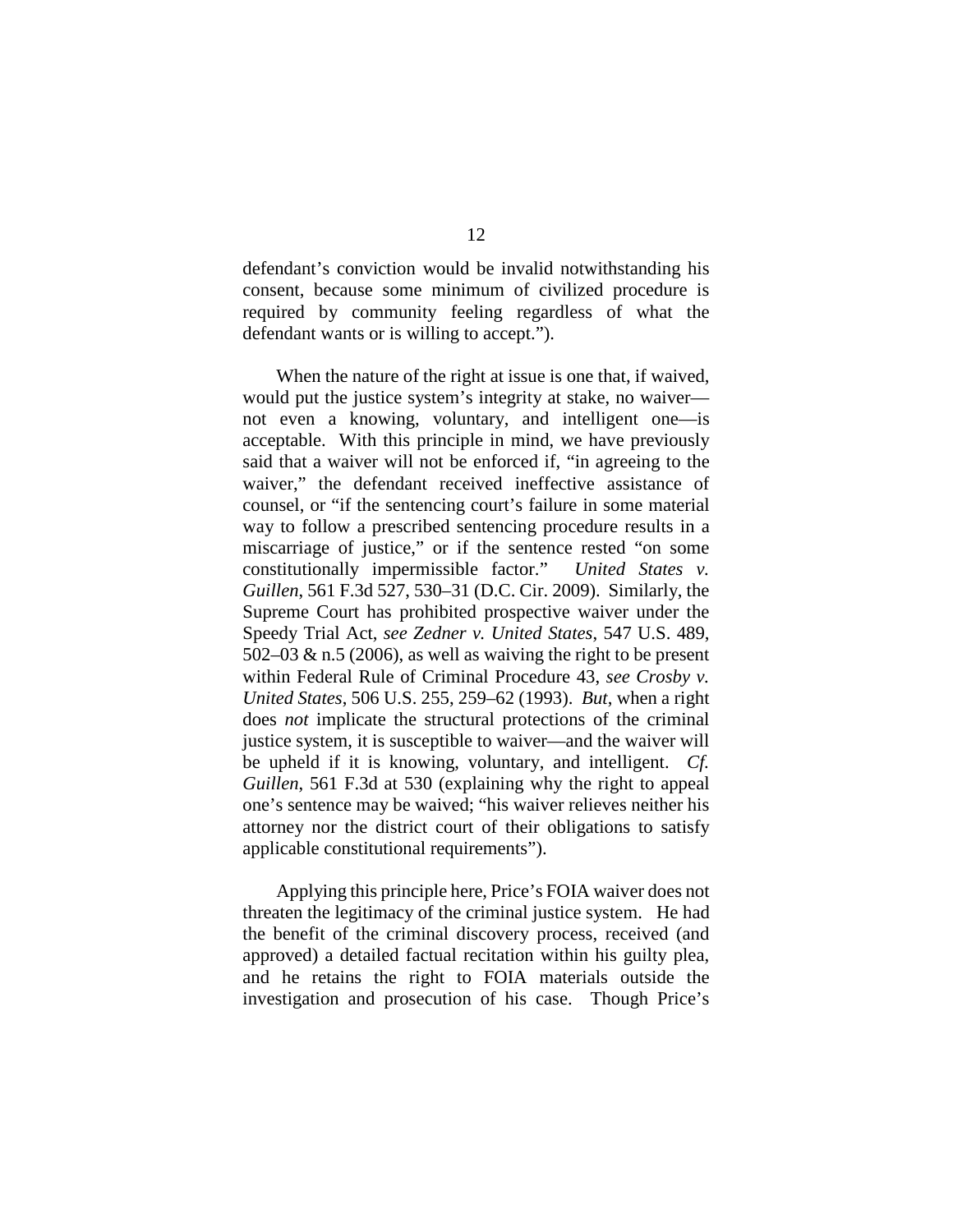defendant's conviction would be invalid notwithstanding his consent, because some minimum of civilized procedure is required by community feeling regardless of what the defendant wants or is willing to accept.").

When the nature of the right at issue is one that, if waived, would put the justice system's integrity at stake, no waiver—not even a knowing, voluntary, and intelligent one—is acceptable. With this principle in mind, we have previously said that a waiver will not be enforced if, "in agreeing to the waiver," the defendant received ineffective assistance of counsel, or "if the sentencing court's failure in some material way to follow a prescribed sentencing procedure results in a miscarriage of justice," or if the sentence rested "on some constitutionally impermissible factor." *United States v. Guillen*, 561 F.3d 527, 530–31 (D.C. Cir. 2009). Similarly, the Supreme Court has prohibited prospective waiver under the Speedy Trial Act, *see Zedner v. United States*, 547 U.S. 489, 502–03 & n.5 (2006), as well as waiving the right to be present within Federal Rule of Criminal Procedure 43, *see Crosby v. United States*, 506 U.S. 255, 259–62 (1993). *But*, when a right does *not* implicate the structural protections of the criminal justice system, it is susceptible to waiver—and the waiver will be upheld if it is knowing, voluntary, and intelligent. *Cf. Guillen*, 561 F.3d at 530 (explaining why the right to appeal one's sentence may be waived; "his waiver relieves neither his attorney nor the district court of their obligations to satisfy applicable constitutional requirements").

Applying this principle here, Price's FOIA waiver does not threaten the legitimacy of the criminal justice system. He had the benefit of the criminal discovery process, received (and approved) a detailed factual recitation within his guilty plea, and he retains the right to FOIA materials outside the investigation and prosecution of his case. Though Price's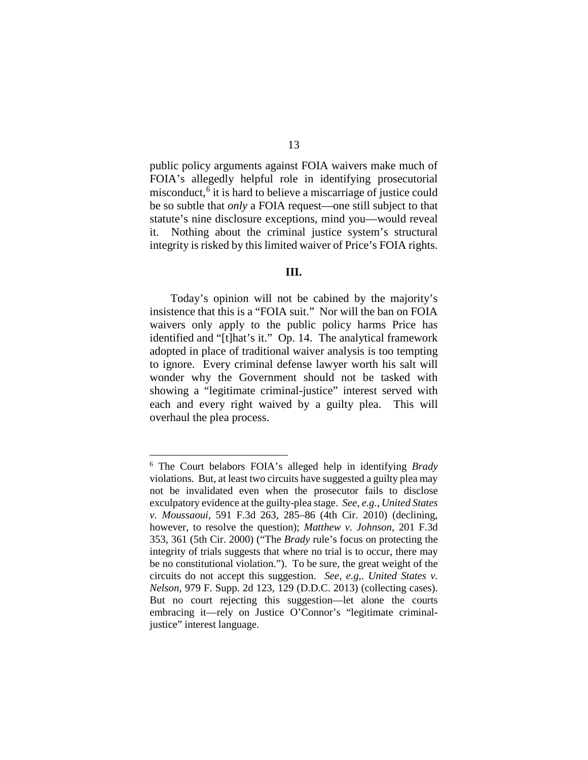public policy arguments against FOIA waivers make much of FOIA's allegedly helpful role in identifying prosecutorial misconduct,[6] it is hard to believe a miscarriage of justice could be so subtle that *only* a FOIA request—one still subject to that statute's nine disclosure exceptions, mind you—would reveal it. Nothing about the criminal justice system's structural integrity is risked by this limited waiver of Price's FOIA rights.

### III.

Today's opinion will not be cabined by the majority's insistence that this is a "FOIA suit." Nor will the ban on FOIA waivers only apply to the public policy harms Price has identified and "[t]hat's it." Op. 14. The analytical framework adopted in place of traditional waiver analysis is too tempting to ignore. Every criminal defense lawyer worth his salt will wonder why the Government should not be tasked with showing a "legitimate criminal-justice" interest served with each and every right waived by a guilty plea. This will overhaul the plea process.

---

[6] The Court belabors FOIA's alleged help in identifying *Brady* violations. But, at least two circuits have suggested a guilty plea may not be invalidated even when the prosecutor fails to disclose exculpatory evidence at the guilty-plea stage. *See, e.g.*, *United States v. Moussaoui*, 591 F.3d 263, 285–86 (4th Cir. 2010) (declining, however, to resolve the question); *Matthew v. Johnson*, 201 F.3d 353, 361 (5th Cir. 2000) ("The *Brady* rule's focus on protecting the integrity of trials suggests that where no trial is to occur, there may be no constitutional violation."). To be sure, the great weight of the circuits do not accept this suggestion. *See, e.g,*. *United States v. Nelson*, 979 F. Supp. 2d 123, 129 (D.D.C. 2013) (collecting cases). But no court rejecting this suggestion—let alone the courts embracing it—rely on Justice O'Connor's "legitimate criminal-justice" interest language.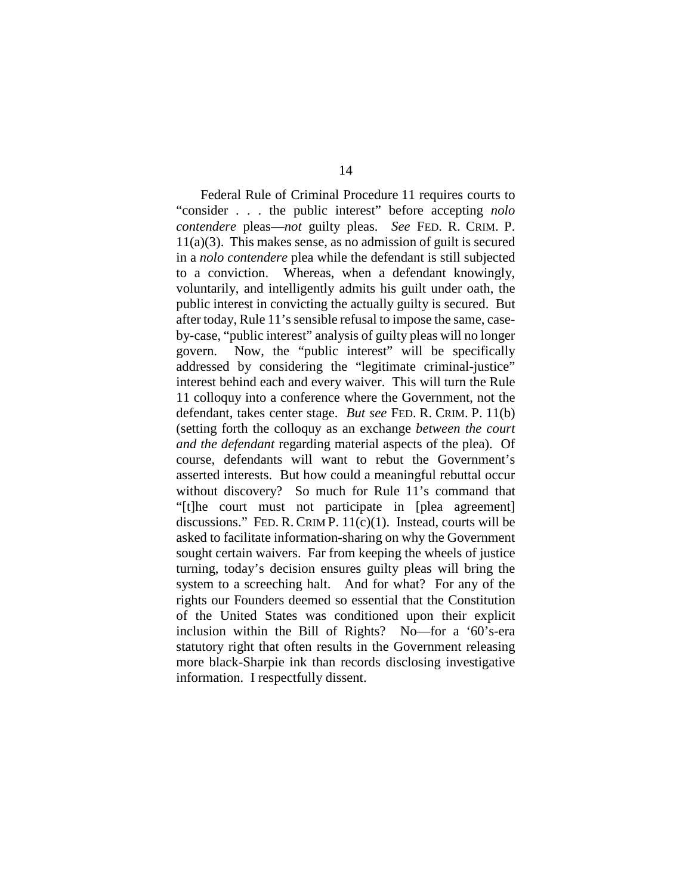Federal Rule of Criminal Procedure 11 requires courts to "consider . . . the public interest" before accepting *nolo contendere* pleas—*not* guilty pleas. *See* FED. R. CRIM. P. 11(a)(3). This makes sense, as no admission of guilt is secured in a *nolo contendere* plea while the defendant is still subjected to a conviction. Whereas, when a defendant knowingly, voluntarily, and intelligently admits his guilt under oath, the public interest in convicting the actually guilty is secured. But after today, Rule 11's sensible refusal to impose the same, case-by-case, "public interest" analysis of guilty pleas will no longer govern. Now, the "public interest" will be specifically addressed by considering the "legitimate criminal-justice" interest behind each and every waiver. This will turn the Rule 11 colloquy into a conference where the Government, not the defendant, takes center stage. *But see* FED. R. CRIM. P. 11(b) (setting forth the colloquy as an exchange *between the court and the defendant* regarding material aspects of the plea). Of course, defendants will want to rebut the Government's asserted interests. But how could a meaningful rebuttal occur without discovery? So much for Rule 11's command that "[t]he court must not participate in [plea agreement] discussions." FED. R. CRIM P. 11(c)(1). Instead, courts will be asked to facilitate information-sharing on why the Government sought certain waivers. Far from keeping the wheels of justice turning, today's decision ensures guilty pleas will bring the system to a screeching halt. And for what? For any of the rights our Founders deemed so essential that the Constitution of the United States was conditioned upon their explicit inclusion within the Bill of Rights? No—for a '60's-era statutory right that often results in the Government releasing more black-Sharpie ink than records disclosing investigative information. I respectfully dissent.